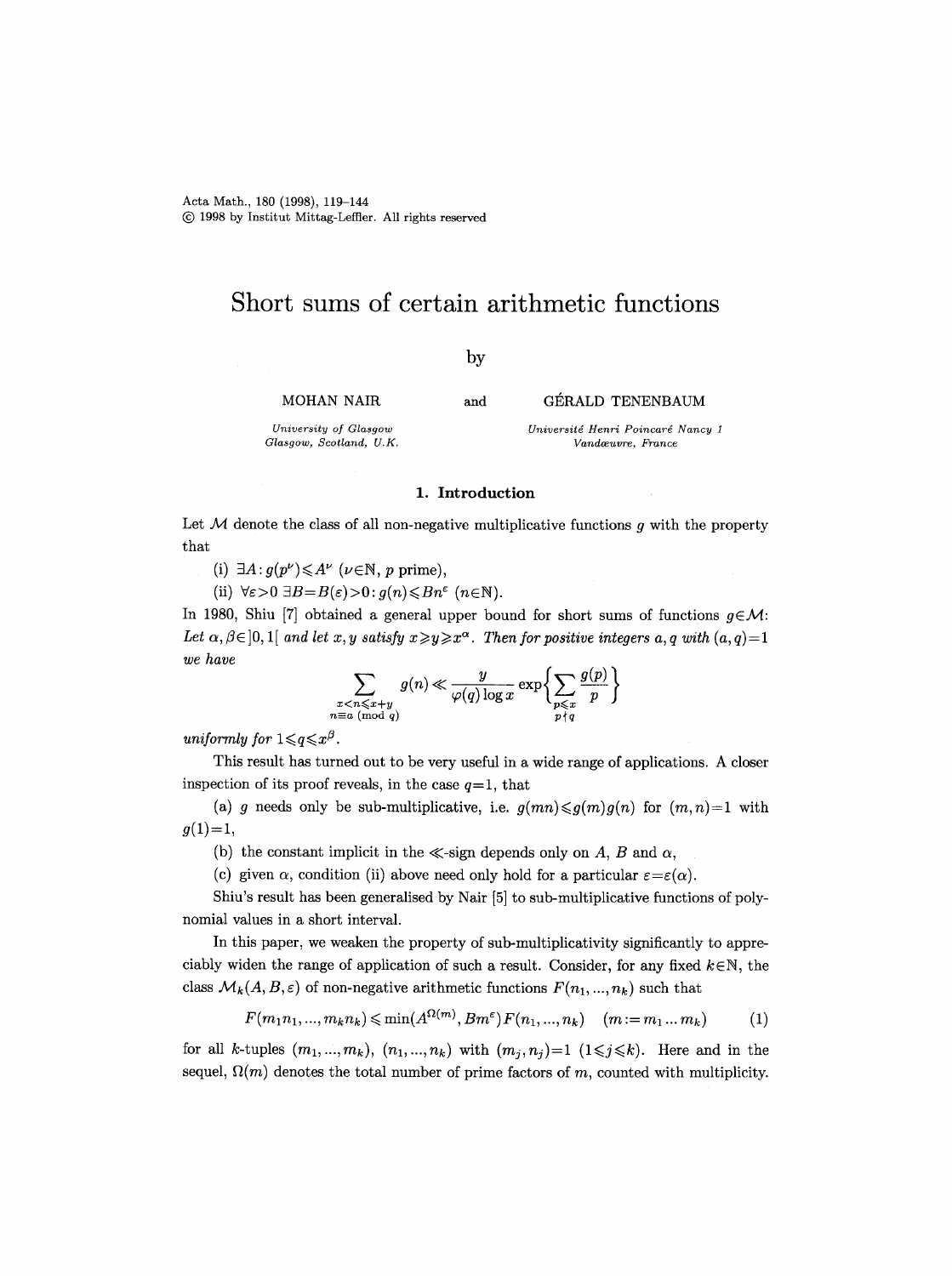# Short sums of certain arithmetic functions

by

MOHAN NAIR and GÉRALD TENENBAUM

*University of Glasgow*
*Glasgow, Scotland, U.K.*

*Université Henri Poincaré Nancy 1*
*Vandœuvre, France*

## 1. Introduction

Let $\mathcal{M}$ denote the class of all non-negative multiplicative functions $g$ with the property that

(i) $\exists A: g(p^\nu) \leqslant A^\nu$ ($\nu \in \mathbb{N}$, $p$ prime),

(ii) $\forall \varepsilon > 0\ \exists B = B(\varepsilon) > 0: g(n) \leqslant Bn^\varepsilon$ ($n \in \mathbb{N}$).

In 1980, Shiu [7] obtained a general upper bound for short sums of functions $g \in \mathcal{M}$: *Let $\alpha, \beta \in ]0,1[$ and let $x, y$ satisfy $x \geqslant y \geqslant x^\alpha$. Then for positive integers $a, q$ with $(a,q)=1$ we have*

$$\sum_{\substack{x < n \leqslant x+y \\ n \equiv a \ (\mathrm{mod}\ q)}} g(n) \ll \frac{y}{\varphi(q)\log x} \exp\Bigg\{\sum_{\substack{p \leqslant x \\ p \nmid q}} \frac{g(p)}{p}\Bigg\}$$

*uniformly for $1 \leqslant q \leqslant x^\beta$.*

This result has turned out to be very useful in a wide range of applications. A closer inspection of its proof reveals, in the case $q=1$, that

(a) $g$ needs only be sub-multiplicative, i.e. $g(mn) \leqslant g(m)g(n)$ for $(m,n)=1$ with $g(1)=1$,

(b) the constant implicit in the $\ll$-sign depends only on $A$, $B$ and $\alpha$,

(c) given $\alpha$, condition (ii) above need only hold for a particular $\varepsilon = \varepsilon(\alpha)$.

Shiu's result has been generalised by Nair [5] to sub-multiplicative functions of polynomial values in a short interval.

In this paper, we weaken the property of sub-multiplicativity significantly to appreciably widen the range of application of such a result. Consider, for any fixed $k \in \mathbb{N}$, the class $\mathcal{M}_k(A, B, \varepsilon)$ of non-negative arithmetic functions $F(n_1, \dots, n_k)$ such that

$$F(m_1 n_1, \dots, m_k n_k) \leqslant \min(A^{\Omega(m)}, Bm^\varepsilon) F(n_1, \dots, n_k) \quad (m := m_1 \dots m_k) \tag{1}$$

for all $k$-tuples $(m_1, \dots, m_k)$, $(n_1, \dots, n_k)$ with $(m_j, n_j) = 1$ $(1 \leqslant j \leqslant k)$. Here and in the sequel, $\Omega(m)$ denotes the total number of prime factors of $m$, counted with multiplicity.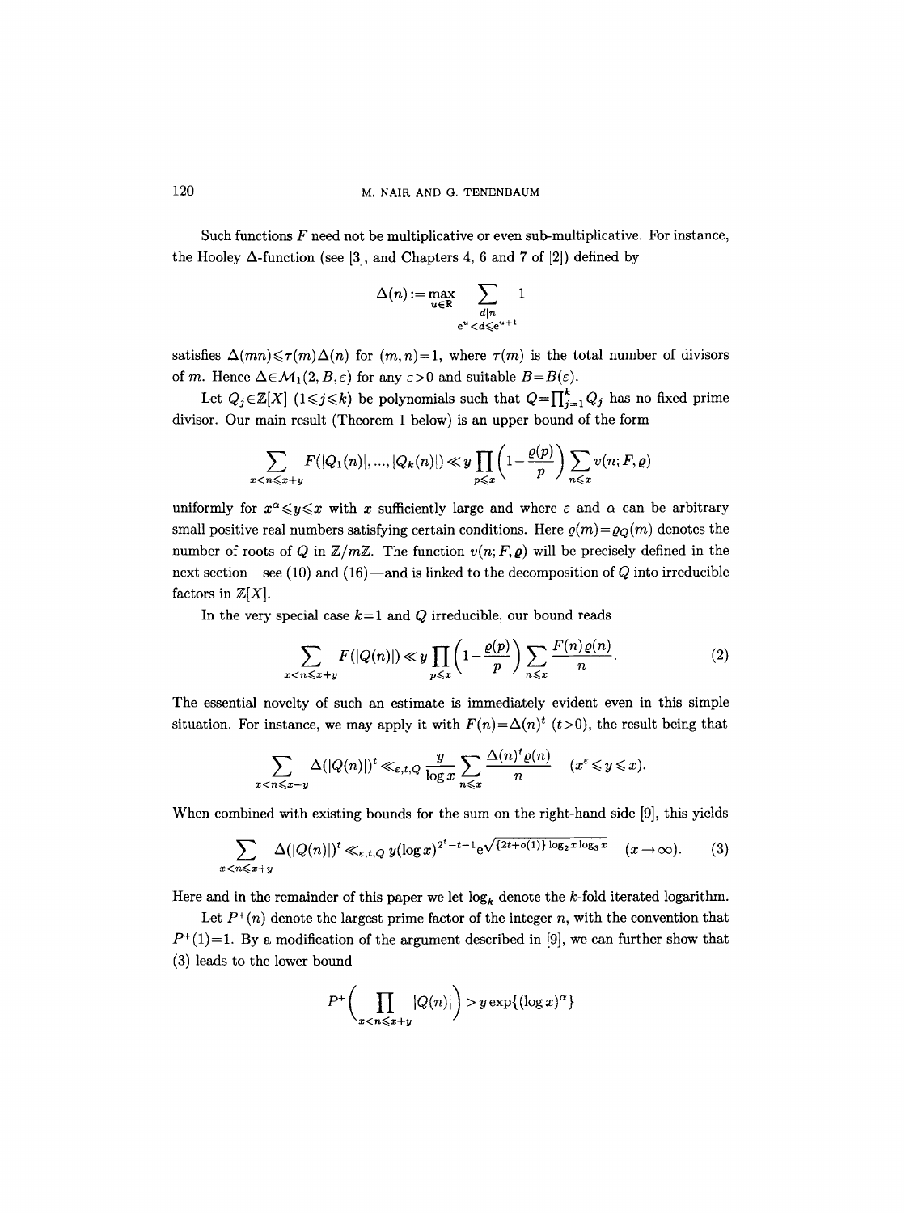Such functions $F$ need not be multiplicative or even sub-multiplicative. For instance, the Hooley $\Delta$-function (see [3], and Chapters 4, 6 and 7 of [2]) defined by

$$\Delta(n) := \max_{u \in \mathbb{R}} \sum_{\substack{d \mid n \\ e^u < d \leqslant e^{u+1}}} 1$$

satisfies $\Delta(mn) \leqslant \tau(m)\Delta(n)$ for $(m,n)=1$, where $\tau(m)$ is the total number of divisors of $m$. Hence $\Delta \in \mathcal{M}_1(2, B, \varepsilon)$ for any $\varepsilon > 0$ and suitable $B = B(\varepsilon)$.

Let $Q_j \in \mathbb{Z}[X]$ $(1 \leqslant j \leqslant k)$ be polynomials such that $Q = \prod_{j=1}^{k} Q_j$ has no fixed prime divisor. Our main result (Theorem 1 below) is an upper bound of the form

$$\sum_{x < n \leqslant x+y} F(|Q_1(n)|, ..., |Q_k(n)|) \ll y \prod_{p \leqslant x} \left(1 - \frac{\varrho(p)}{p}\right) \sum_{n \leqslant x} v(n; F, \varrho)$$

uniformly for $x^\alpha \leqslant y \leqslant x$ with $x$ sufficiently large and where $\varepsilon$ and $\alpha$ can be arbitrary small positive real numbers satisfying certain conditions. Here $\varrho(m) = \varrho_Q(m)$ denotes the number of roots of $Q$ in $\mathbb{Z}/m\mathbb{Z}$. The function $v(n; F, \varrho)$ will be precisely defined in the next section—see (10) and (16)—and is linked to the decomposition of $Q$ into irreducible factors in $\mathbb{Z}[X]$.

In the very special case $k=1$ and $Q$ irreducible, our bound reads

$$\sum_{x < n \leqslant x+y} F(|Q(n)|) \ll y \prod_{p \leqslant x} \left(1 - \frac{\varrho(p)}{p}\right) \sum_{n \leqslant x} \frac{F(n)\varrho(n)}{n}. \tag{2}$$

The essential novelty of such an estimate is immediately evident even in this simple situation. For instance, we may apply it with $F(n) = \Delta(n)^t$ $(t > 0)$, the result being that

$$\sum_{x < n \leqslant x+y} \Delta(|Q(n)|)^t \ll_{\varepsilon, t, Q} \frac{y}{\log x} \sum_{n \leqslant x} \frac{\Delta(n)^t \varrho(n)}{n} \qquad (x^\varepsilon \leqslant y \leqslant x).$$

When combined with existing bounds for the sum on the right-hand side [9], this yields

$$\sum_{x < n \leqslant x+y} \Delta(|Q(n)|)^t \ll_{\varepsilon, t, Q} y (\log x)^{2^t - t - 1} e^{\sqrt{\{2t + o(1)\} \log_2 x \log_3 x}} \qquad (x \to \infty). \tag{3}$$

Here and in the remainder of this paper we let $\log_k$ denote the $k$-fold iterated logarithm.

Let $P^+(n)$ denote the largest prime factor of the integer $n$, with the convention that $P^+(1) = 1$. By a modification of the argument described in [9], we can further show that (3) leads to the lower bound

$$P^+\left(\prod_{x < n \leqslant x+y} |Q(n)|\right) > y \exp\{(\log x)^\alpha\}$$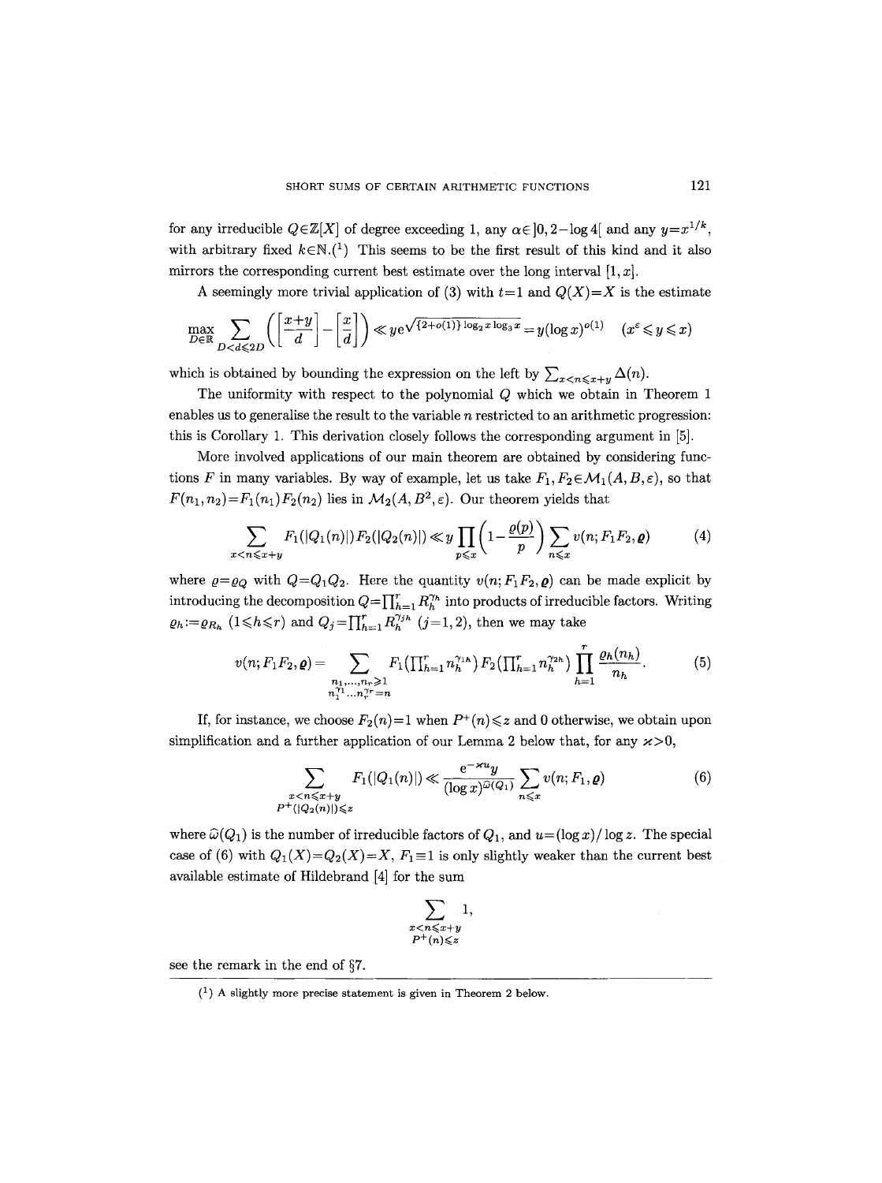for any irreducible $Q\in\mathbb{Z}[X]$ of degree exceeding 1, any $\alpha\in]0,2-\log 4[$ and any $y=x^{1/k}$, with arbitrary fixed $k\in\mathbb{N}$.[1] This seems to be the first result of this kind and it also mirrors the corresponding current best estimate over the long interval $[1,x]$.

A seemingly more trivial application of (3) with $t=1$ and $Q(X)=X$ is the estimate

$$\max_{D\in\mathbb{R}}\sum_{D<d\leqslant 2D}\left(\left[\frac{x+y}{d}\right]-\left[\frac{x}{d}\right]\right)\ll y\mathrm{e}^{\sqrt{\{2+o(1)\}\log_2 x\log_3 x}}=y(\log x)^{o(1)}\quad(x^{\varepsilon}\leqslant y\leqslant x)$$

which is obtained by bounding the expression on the left by $\sum_{x<n\leqslant x+y}\Delta(n)$.

The uniformity with respect to the polynomial $Q$ which we obtain in Theorem 1 enables us to generalise the result to the variable $n$ restricted to an arithmetic progression: this is Corollary 1. This derivation closely follows the corresponding argument in [5].

More involved applications of our main theorem are obtained by considering functions $F$ in many variables. By way of example, let us take $F_1,F_2\in\mathcal{M}_1(A,B,\varepsilon)$, so that $F(n_1,n_2)=F_1(n_1)F_2(n_2)$ lies in $\mathcal{M}_2(A,B^2,\varepsilon)$. Our theorem yields that

$$\sum_{x<n\leqslant x+y}F_1(|Q_1(n)|)F_2(|Q_2(n)|)\ll y\prod_{p\leqslant x}\left(1-\frac{\varrho(p)}{p}\right)\sum_{n\leqslant x}v(n;F_1F_2,\boldsymbol{\varrho})\tag{4}$$

where $\varrho=\varrho_Q$ with $Q=Q_1Q_2$. Here the quantity $v(n;F_1F_2,\boldsymbol{\varrho})$ can be made explicit by introducing the decomposition $Q=\prod_{h=1}^{r}R_h^{\gamma_h}$ into products of irreducible factors. Writing $\varrho_h:=\varrho_{R_h}$ $(1\leqslant h\leqslant r)$ and $Q_j=\prod_{h=1}^{r}R_h^{\gamma_{jh}}$ $(j=1,2)$, then we may take

$$v(n;F_1F_2,\boldsymbol{\varrho})=\sum_{\substack{n_1,\ldots,n_r\geqslant 1\\ n_1^{\gamma_1}\ldots n_r^{\gamma_r}=n}}F_1\left(\textstyle\prod_{h=1}^{r}n_h^{\gamma_{1h}}\right)F_2\left(\textstyle\prod_{h=1}^{r}n_h^{\gamma_{2h}}\right)\prod_{h=1}^{r}\frac{\varrho_h(n_h)}{n_h}.\tag{5}$$

If, for instance, we choose $F_2(n)=1$ when $P^+(n)\leqslant z$ and 0 otherwise, we obtain upon simplification and a further application of our Lemma 2 below that, for any $\varkappa>0$,

$$\sum_{\substack{x<n\leqslant x+y\\ P^+(|Q_2(n)|)\leqslant z}}F_1(|Q_1(n)|)\ll\frac{\mathrm{e}^{-\varkappa u}y}{(\log x)^{\widehat{\omega}(Q_1)}}\sum_{n\leqslant x}v(n;F_1,\boldsymbol{\varrho})\tag{6}$$

where $\widehat{\omega}(Q_1)$ is the number of irreducible factors of $Q_1$, and $u=(\log x)/\log z$. The special case of (6) with $Q_1(X)=Q_2(X)=X$, $F_1\equiv 1$ is only slightly weaker than the current best available estimate of Hildebrand [4] for the sum

$$\sum_{\substack{x<n\leqslant x+y\\ P^+(n)\leqslant z}}1,$$

see the remark in the end of §7.

[1] A slightly more precise statement is given in Theorem 2 below.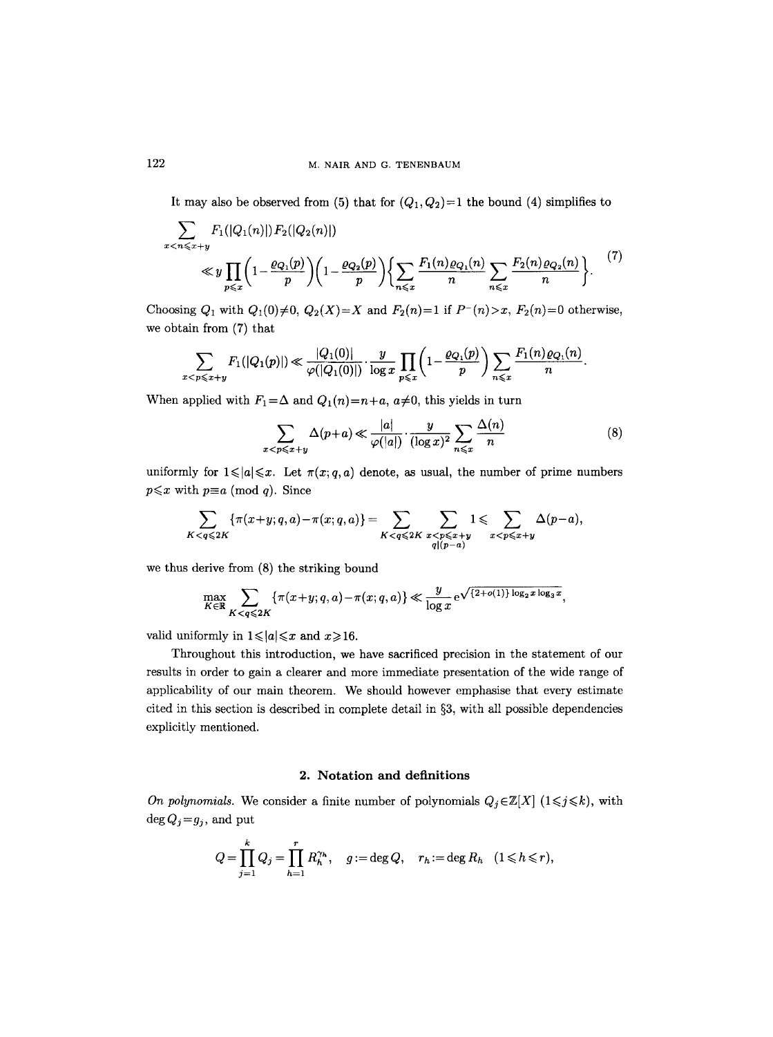It may also be observed from (5) that for $(Q_1, Q_2)=1$ the bound (4) simplifies to

$$\sum_{x<n\leqslant x+y} F_1(|Q_1(n)|)F_2(|Q_2(n)|) \ll y\prod_{p\leqslant x}\Big(1-\frac{\varrho_{Q_1}(p)}{p}\Big)\Big(1-\frac{\varrho_{Q_2}(p)}{p}\Big)\Big\{\sum_{n\leqslant x}\frac{F_1(n)\varrho_{Q_1}(n)}{n}\sum_{n\leqslant x}\frac{F_2(n)\varrho_{Q_2}(n)}{n}\Big\}. \tag{7}$$

Choosing $Q_1$ with $Q_1(0)\neq 0$, $Q_2(X)=X$ and $F_2(n)=1$ if $P^-(n)>x$, $F_2(n)=0$ otherwise, we obtain from (7) that

$$\sum_{x<p\leqslant x+y} F_1(|Q_1(p)|) \ll \frac{|Q_1(0)|}{\varphi(|Q_1(0)|)}\cdot\frac{y}{\log x}\prod_{p\leqslant x}\Big(1-\frac{\varrho_{Q_1}(p)}{p}\Big)\sum_{n\leqslant x}\frac{F_1(n)\varrho_{Q_1}(n)}{n}.$$

When applied with $F_1=\Delta$ and $Q_1(n)=n+a$, $a\neq 0$, this yields in turn

$$\sum_{x<p\leqslant x+y}\Delta(p+a) \ll \frac{|a|}{\varphi(|a|)}\cdot\frac{y}{(\log x)^2}\sum_{n\leqslant x}\frac{\Delta(n)}{n} \tag{8}$$

uniformly for $1\leqslant |a|\leqslant x$. Let $\pi(x;q,a)$ denote, as usual, the number of prime numbers $p\leqslant x$ with $p\equiv a \pmod q$. Since

$$\sum_{K<q\leqslant 2K}\{\pi(x+y;q,a)-\pi(x;q,a)\} = \sum_{K<q\leqslant 2K}\sum_{\substack{x<p\leqslant x+y\\ q|(p-a)}} 1 \leqslant \sum_{x<p\leqslant x+y}\Delta(p-a),$$

we thus derive from (8) the striking bound

$$\max_{K\in\mathbb{R}}\sum_{K<q\leqslant 2K}\{\pi(x+y;q,a)-\pi(x;q,a)\} \ll \frac{y}{\log x}\,\mathrm{e}^{\sqrt{\{2+o(1)\}\log_2 x\log_3 x}},$$

valid uniformly in $1\leqslant|a|\leqslant x$ and $x\geqslant 16$.

Throughout this introduction, we have sacrificed precision in the statement of our results in order to gain a clearer and more immediate presentation of the wide range of applicability of our main theorem. We should however emphasise that every estimate cited in this section is described in complete detail in §3, with all possible dependencies explicitly mentioned.

## 2. Notation and definitions

*On polynomials.* We consider a finite number of polynomials $Q_j\in\mathbb{Z}[X]$ $(1\leqslant j\leqslant k)$, with $\deg Q_j=g_j$, and put

$$Q=\prod_{j=1}^{k} Q_j=\prod_{h=1}^{r} R_h^{\gamma_h},\quad g:=\deg Q,\quad r_h:=\deg R_h\quad (1\leqslant h\leqslant r),$$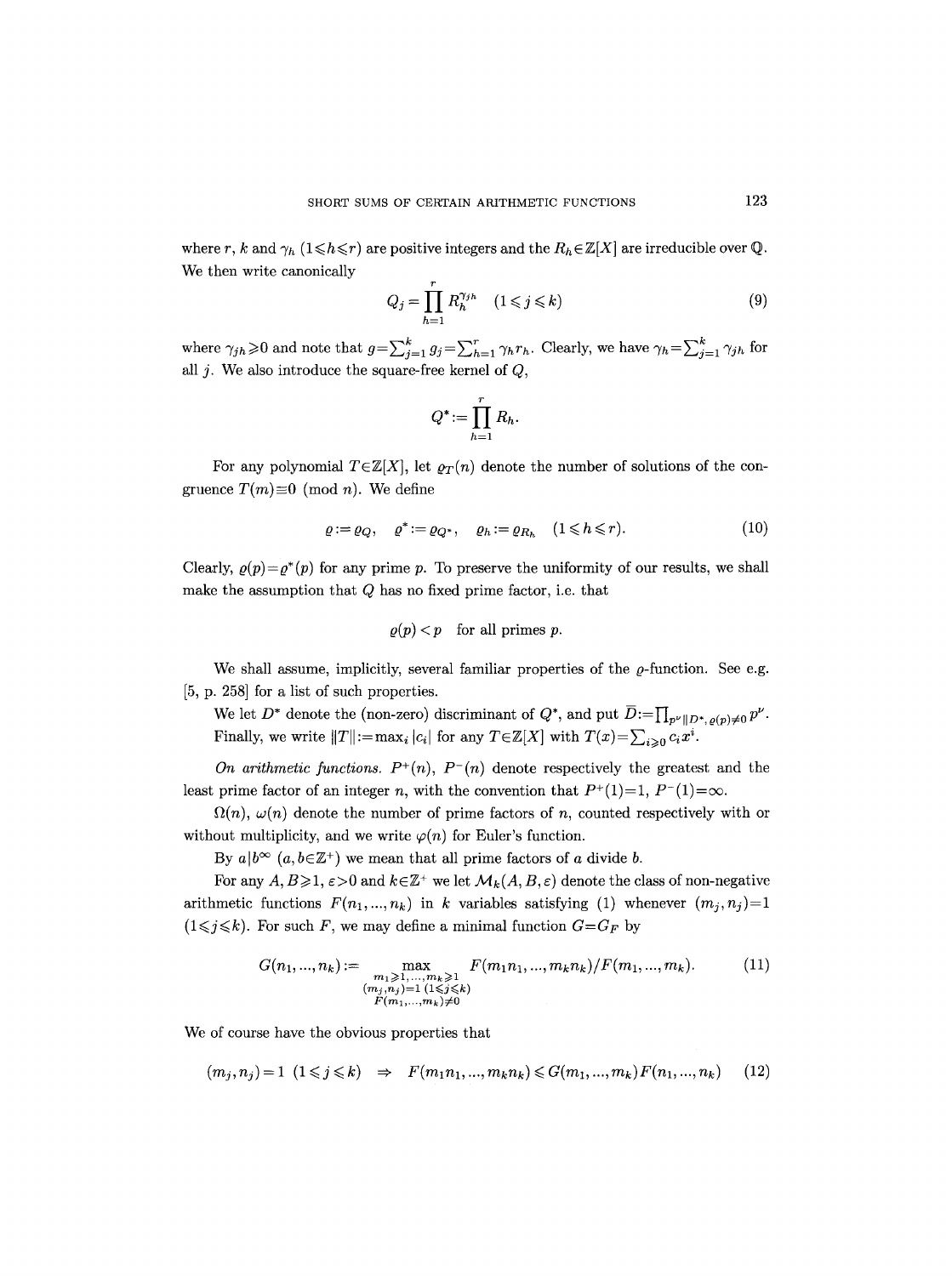where $r$, $k$ and $\gamma_h$ $(1\leqslant h\leqslant r)$ are positive integers and the $R_h\in\mathbb{Z}[X]$ are irreducible over $\mathbb{Q}$. We then write canonically

$$Q_j=\prod_{h=1}^{r}R_h^{\gamma_{jh}}\quad(1\leqslant j\leqslant k) \tag{9}$$

where $\gamma_{jh}\geqslant 0$ and note that $g=\sum_{j=1}^{k}g_j=\sum_{h=1}^{r}\gamma_h r_h$. Clearly, we have $\gamma_h=\sum_{j=1}^{k}\gamma_{jh}$ for all $j$. We also introduce the square-free kernel of $Q$,

$$Q^*:=\prod_{h=1}^{r}R_h.$$

For any polynomial $T\in\mathbb{Z}[X]$, let $\varrho_T(n)$ denote the number of solutions of the congruence $T(m)\equiv 0 \pmod n$. We define

$$\varrho:=\varrho_Q,\quad \varrho^*:=\varrho_{Q^*},\quad \varrho_h:=\varrho_{R_h}\quad(1\leqslant h\leqslant r). \tag{10}$$

Clearly, $\varrho(p)=\varrho^*(p)$ for any prime $p$. To preserve the uniformity of our results, we shall make the assumption that $Q$ has no fixed prime factor, i.e. that

$$\varrho(p)<p\quad\text{for all primes } p.$$

We shall assume, implicitly, several familiar properties of the $\varrho$-function. See e.g. [5, p. 258] for a list of such properties.

We let $D^*$ denote the (non-zero) discriminant of $Q^*$, and put $\overline{D}:=\prod_{p^\nu\| D^*,\,\varrho(p)\neq 0}p^\nu$. Finally, we write $\|T\|:=\max_i|c_i|$ for any $T\in\mathbb{Z}[X]$ with $T(x)=\sum_{i\geqslant 0}c_ix^i$.

*On arithmetic functions.* $P^+(n)$, $P^-(n)$ denote respectively the greatest and the least prime factor of an integer $n$, with the convention that $P^+(1)=1$, $P^-(1)=\infty$.

$\Omega(n)$, $\omega(n)$ denote the number of prime factors of $n$, counted respectively with or without multiplicity, and we write $\varphi(n)$ for Euler's function.

By $a|b^\infty$ $(a,b\in\mathbb{Z}^+)$ we mean that all prime factors of $a$ divide $b$.

For any $A,B\geqslant 1$, $\varepsilon>0$ and $k\in\mathbb{Z}^+$ we let $\mathcal{M}_k(A,B,\varepsilon)$ denote the class of non-negative arithmetic functions $F(n_1,...,n_k)$ in $k$ variables satisfying (1) whenever $(m_j,n_j)=1$ $(1\leqslant j\leqslant k)$. For such $F$, we may define a minimal function $G=G_F$ by

$$G(n_1,...,n_k):=\max_{\substack{m_1\geqslant 1,...,m_k\geqslant 1\\(m_j,n_j)=1\,(1\leqslant j\leqslant k)\\F(m_1,...,m_k)\neq 0}}F(m_1n_1,...,m_kn_k)/F(m_1,...,m_k). \tag{11}$$

We of course have the obvious properties that

$$(m_j,n_j)=1\ (1\leqslant j\leqslant k)\ \Rightarrow\ F(m_1n_1,...,m_kn_k)\leqslant G(m_1,...,m_k)F(n_1,...,n_k) \tag{12}$$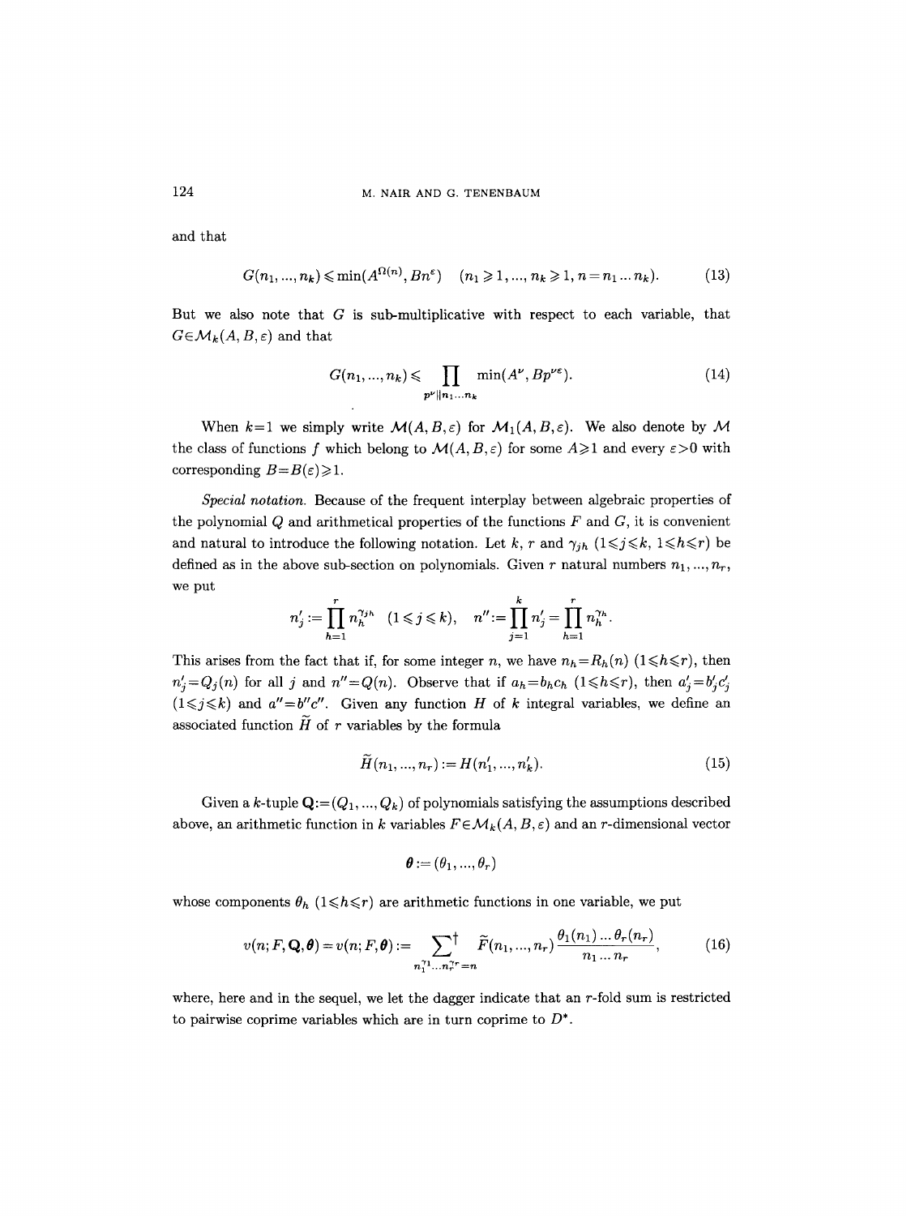and that

$$G(n_1, ..., n_k) \leqslant \min(A^{\Omega(n)}, Bn^{\varepsilon}) \quad (n_1 \geqslant 1, ..., n_k \geqslant 1, n = n_1 ... n_k). \tag{13}$$

But we also note that $G$ is sub-multiplicative with respect to each variable, that $G \in \mathcal{M}_k(A, B, \varepsilon)$ and that

$$G(n_1, ..., n_k) \leqslant \prod_{p^{\nu} \| n_1 ... n_k} \min(A^{\nu}, Bp^{\nu\varepsilon}). \tag{14}$$

When $k=1$ we simply write $\mathcal{M}(A, B, \varepsilon)$ for $\mathcal{M}_1(A, B, \varepsilon)$. We also denote by $\mathcal{M}$ the class of functions $f$ which belong to $\mathcal{M}(A, B, \varepsilon)$ for some $A \geqslant 1$ and every $\varepsilon > 0$ with corresponding $B = B(\varepsilon) \geqslant 1$.

*Special notation.* Because of the frequent interplay between algebraic properties of the polynomial $Q$ and arithmetical properties of the functions $F$ and $G$, it is convenient and natural to introduce the following notation. Let $k$, $r$ and $\gamma_{jh}$ $(1 \leqslant j \leqslant k,\ 1 \leqslant h \leqslant r)$ be defined as in the above sub-section on polynomials. Given $r$ natural numbers $n_1, ..., n_r$, we put

$$n'_j := \prod_{h=1}^{r} n_h^{\gamma_{jh}} \quad (1 \leqslant j \leqslant k), \quad n'' := \prod_{j=1}^{k} n'_j = \prod_{h=1}^{r} n_h^{\gamma_h}.$$

This arises from the fact that if, for some integer $n$, we have $n_h = R_h(n)$ $(1 \leqslant h \leqslant r)$, then $n'_j = Q_j(n)$ for all $j$ and $n'' = Q(n)$. Observe that if $a_h = b_h c_h$ $(1 \leqslant h \leqslant r)$, then $a'_j = b'_j c'_j$ $(1 \leqslant j \leqslant k)$ and $a'' = b'' c''$. Given any function $H$ of $k$ integral variables, we define an associated function $\widetilde{H}$ of $r$ variables by the formula

$$\widetilde{H}(n_1, ..., n_r) := H(n'_1, ..., n'_k). \tag{15}$$

Given a $k$-tuple $\mathbf{Q} := (Q_1, ..., Q_k)$ of polynomials satisfying the assumptions described above, an arithmetic function in $k$ variables $F \in \mathcal{M}_k(A, B, \varepsilon)$ and an $r$-dimensional vector

$$\boldsymbol{\theta} := (\theta_1, ..., \theta_r)$$

whose components $\theta_h$ $(1 \leqslant h \leqslant r)$ are arithmetic functions in one variable, we put

$$v(n; F, \mathbf{Q}, \boldsymbol{\theta}) = v(n; F, \boldsymbol{\theta}) := \sum_{n_1^{\gamma_1} ... n_r^{\gamma_r} = n}^{\dagger} \widetilde{F}(n_1, ..., n_r) \frac{\theta_1(n_1) ... \theta_r(n_r)}{n_1 ... n_r}, \tag{16}$$

where, here and in the sequel, we let the dagger indicate that an $r$-fold sum is restricted to pairwise coprime variables which are in turn coprime to $D^*$.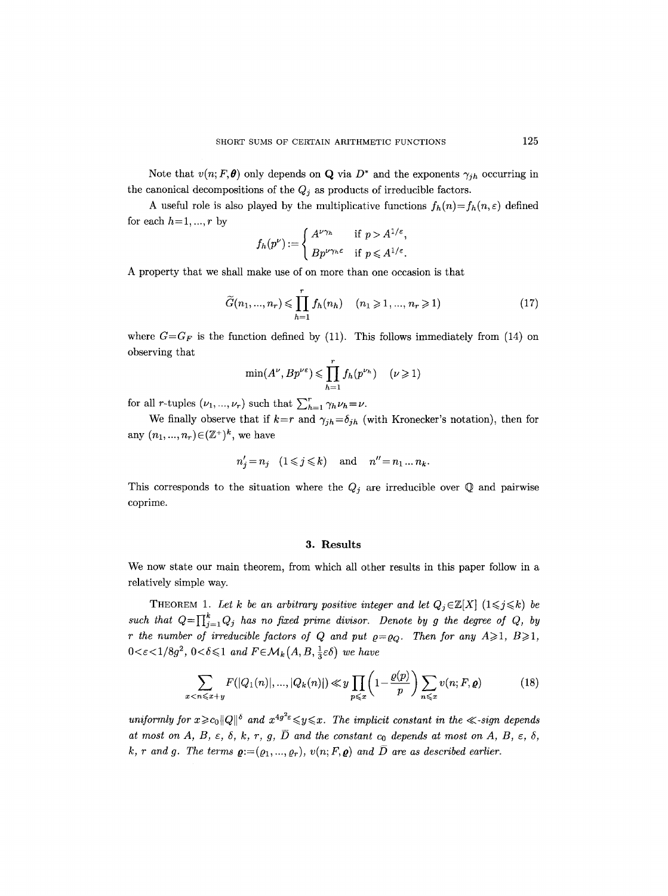Note that $v(n; F, \boldsymbol{\theta})$ only depends on $\mathbf{Q}$ via $D^*$ and the exponents $\gamma_{jh}$ occurring in the canonical decompositions of the $Q_j$ as products of irreducible factors.

A useful role is also played by the multiplicative functions $f_h(n) = f_h(n, \varepsilon)$ defined for each $h = 1, ..., r$ by

$$f_h(p^\nu) := \begin{cases} A^{\nu\gamma_h} & \text{if } p > A^{1/\varepsilon}, \\ Bp^{\nu\gamma_h\varepsilon} & \text{if } p \leqslant A^{1/\varepsilon}. \end{cases}$$

A property that we shall make use of on more than one occasion is that

$$\widetilde{G}(n_1, ..., n_r) \leqslant \prod_{h=1}^{r} f_h(n_h) \quad (n_1 \geqslant 1, ..., n_r \geqslant 1) \tag{17}$$

where $G = G_F$ is the function defined by (11). This follows immediately from (14) on observing that

$$\min(A^\nu, Bp^{\nu\varepsilon}) \leqslant \prod_{h=1}^{r} f_h(p^{\nu_h}) \quad (\nu \geqslant 1)$$

for all $r$-tuples $(\nu_1, ..., \nu_r)$ such that $\sum_{h=1}^{r} \gamma_h \nu_h = \nu$.

We finally observe that if $k = r$ and $\gamma_{jh} = \delta_{jh}$ (with Kronecker's notation), then for any $(n_1, ..., n_r) \in (\mathbb{Z}^+)^k$, we have

$$n'_j = n_j \quad (1 \leqslant j \leqslant k) \quad \text{and} \quad n'' = n_1 ... n_k.$$

This corresponds to the situation where the $Q_j$ are irreducible over $\mathbb{Q}$ and pairwise coprime.

## 3. Results

We now state our main theorem, from which all other results in this paper follow in a relatively simple way.

THEOREM 1. *Let $k$ be an arbitrary positive integer and let $Q_j \in \mathbb{Z}[X]$ $(1 \leqslant j \leqslant k)$ be such that $Q = \prod_{j=1}^{k} Q_j$ has no fixed prime divisor. Denote by $g$ the degree of $Q$, by $r$ the number of irreducible factors of $Q$ and put $\varrho = \varrho_Q$. Then for any $A \geqslant 1$, $B \geqslant 1$, $0 < \varepsilon < 1/8g^2$, $0 < \delta \leqslant 1$ and $F \in \mathcal{M}_k(A, B, \frac{1}{3}\varepsilon\delta)$ we have*

$$\sum_{x < n \leqslant x+y} F(|Q_1(n)|, ..., |Q_k(n)|) \ll y \prod_{p \leqslant x} \left(1 - \frac{\varrho(p)}{p}\right) \sum_{n \leqslant x} v(n; F, \boldsymbol{\varrho}) \tag{18}$$

*uniformly for $x \geqslant c_0 \|Q\|^\delta$ and $x^{4g^2\varepsilon} \leqslant y \leqslant x$. The implicit constant in the $\ll$-sign depends at most on $A$, $B$, $\varepsilon$, $\delta$, $k$, $r$, $g$, $\bar{D}$ and the constant $c_0$ depends at most on $A$, $B$, $\varepsilon$, $\delta$, $k$, $r$ and $g$. The terms $\boldsymbol{\varrho} := (\varrho_1, ..., \varrho_r)$, $v(n; F, \boldsymbol{\varrho})$ and $\bar{D}$ are as described earlier.*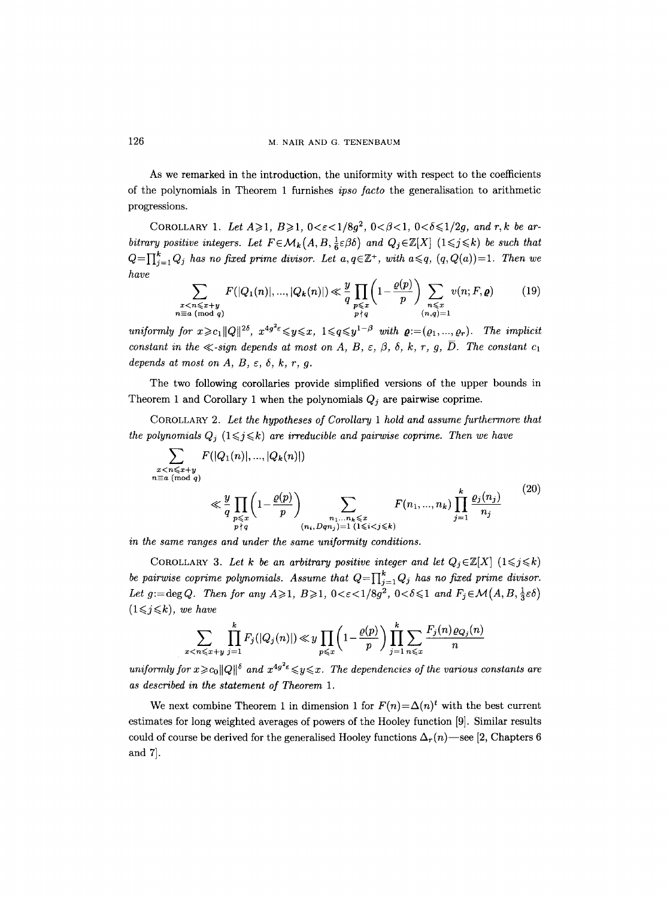As we remarked in the introduction, the uniformity with respect to the coefficients of the polynomials in Theorem 1 furnishes *ipso facto* the generalisation to arithmetic progressions.

COROLLARY 1. *Let $A \geqslant 1$, $B \geqslant 1$, $0<\varepsilon<1/8g^2$, $0<\beta<1$, $0<\delta\leqslant 1/2g$, and $r,k$ be arbitrary positive integers. Let $F \in \mathcal{M}_k\big(A,B,\frac{1}{6}\varepsilon\beta\delta\big)$ and $Q_j \in \mathbb{Z}[X]$ $(1\leqslant j\leqslant k)$ be such that $Q=\prod_{j=1}^k Q_j$ has no fixed prime divisor. Let $a,q\in\mathbb{Z}^+$, with $a\leqslant q$, $(q,Q(a))=1$. Then we have*

$$\sum_{\substack{x<n\leqslant x+y\\ n\equiv a \ (\mathrm{mod}\ q)}} F(|Q_1(n)|,\ldots,|Q_k(n)|) \ll \frac{y}{q}\prod_{\substack{p\leqslant x\\ p\nmid q}}\Big(1-\frac{\varrho(p)}{p}\Big)\sum_{\substack{n\leqslant x\\ (n,q)=1}} v(n;F,\boldsymbol{\varrho}) \tag{19}$$

*uniformly for $x\geqslant c_1\|Q\|^{2\delta}$, $x^{4g^2\varepsilon}\leqslant y\leqslant x$, $1\leqslant q\leqslant y^{1-\beta}$ with $\boldsymbol{\varrho}:=(\varrho_1,\ldots,\varrho_r)$. The implicit constant in the $\ll$-sign depends at most on $A$, $B$, $\varepsilon$, $\beta$, $\delta$, $k$, $r$, $g$, $\overline{D}$. The constant $c_1$ depends at most on $A$, $B$, $\varepsilon$, $\delta$, $k$, $r$, $g$.*

The two following corollaries provide simplified versions of the upper bounds in Theorem 1 and Corollary 1 when the polynomials $Q_j$ are pairwise coprime.

COROLLARY 2. *Let the hypotheses of Corollary 1 hold and assume furthermore that the polynomials $Q_j$ $(1\leqslant j\leqslant k)$ are irreducible and pairwise coprime. Then we have*

$$\begin{aligned}\sum_{\substack{x<n\leqslant x+y\\ n\equiv a \ (\mathrm{mod}\ q)}} & F(|Q_1(n)|,\ldots,|Q_k(n)|)\\ &\ll \frac{y}{q}\prod_{\substack{p\leqslant x\\ p\nmid q}}\Big(1-\frac{\varrho(p)}{p}\Big)\sum_{\substack{n_1\ldots n_k\leqslant x\\ (n_i,Dqn_j)=1\ (1\leqslant i<j\leqslant k)}} F(n_1,\ldots,n_k)\prod_{j=1}^k\frac{\varrho_j(n_j)}{n_j}\end{aligned} \tag{20}$$

*in the same ranges and under the same uniformity conditions.*

COROLLARY 3. *Let $k$ be an arbitrary positive integer and let $Q_j\in\mathbb{Z}[X]$ $(1\leqslant j\leqslant k)$ be pairwise coprime polynomials. Assume that $Q=\prod_{j=1}^k Q_j$ has no fixed prime divisor. Let $g:=\deg Q$. Then for any $A\geqslant 1$, $B\geqslant 1$, $0<\varepsilon<1/8g^2$, $0<\delta\leqslant 1$ and $F_j\in\mathcal{M}\big(A,B,\frac{1}{3}\varepsilon\delta\big)$ $(1\leqslant j\leqslant k)$, we have*

$$\sum_{x<n\leqslant x+y}\prod_{j=1}^k F_j(|Q_j(n)|)\ll y\prod_{p\leqslant x}\Big(1-\frac{\varrho(p)}{p}\Big)\prod_{j=1}^k\sum_{n\leqslant x}\frac{F_j(n)\varrho_{Q_j}(n)}{n}$$

*uniformly for $x\geqslant c_0\|Q\|^\delta$ and $x^{4g^2\varepsilon}\leqslant y\leqslant x$. The dependencies of the various constants are as described in the statement of Theorem 1.*

We next combine Theorem 1 in dimension 1 for $F(n)=\Delta(n)^t$ with the best current estimates for long weighted averages of powers of the Hooley function [9]. Similar results could of course be derived for the generalised Hooley functions $\Delta_r(n)$—see [2, Chapters 6 and 7].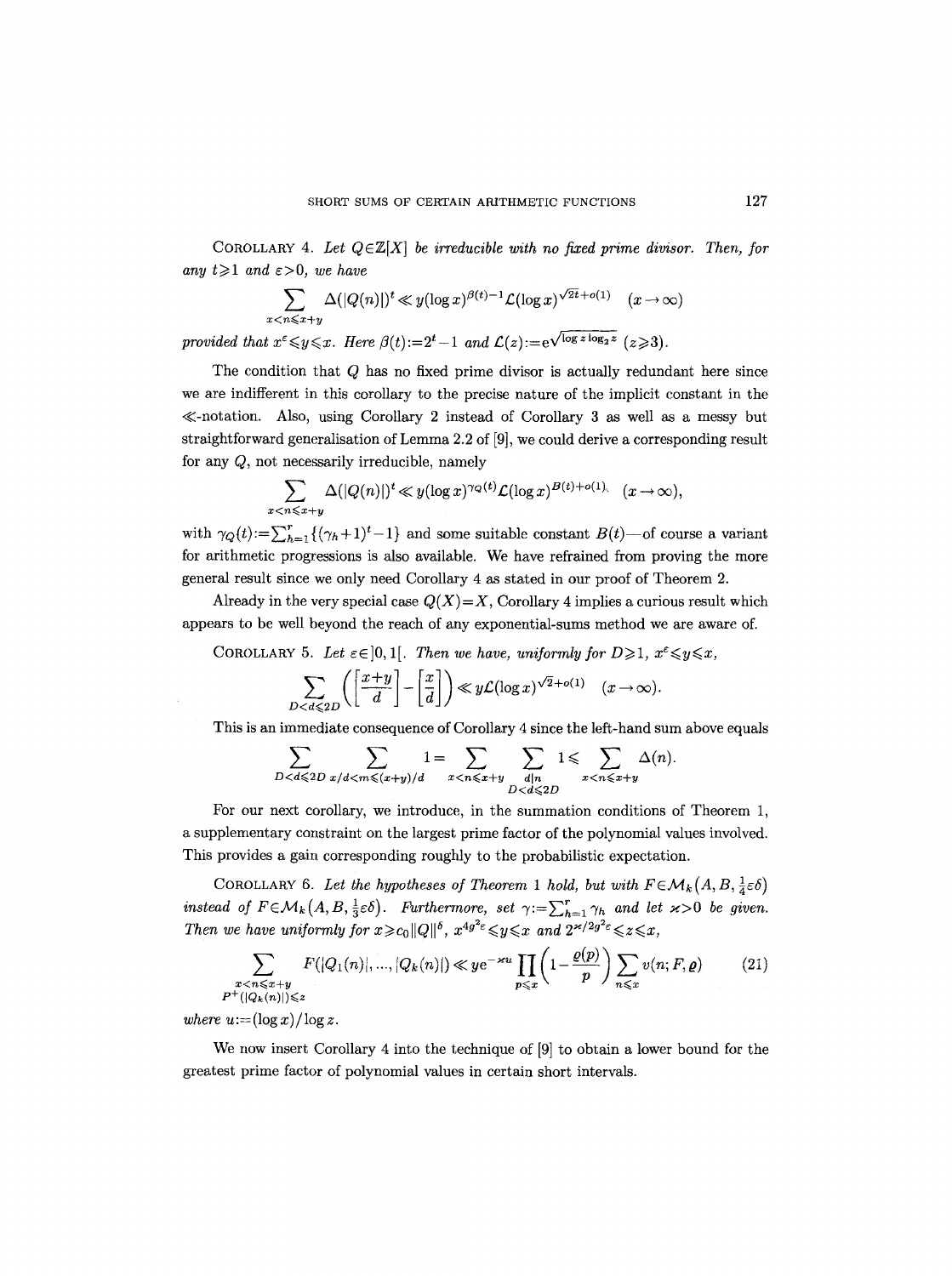COROLLARY 4. *Let $Q\in\mathbb{Z}[X]$ be irreducible with no fixed prime divisor. Then, for any $t\geqslant 1$ and $\varepsilon>0$, we have*

$$\sum_{x<n\leqslant x+y}\Delta(|Q(n)|)^t \ll y(\log x)^{\beta(t)-1}\mathcal{L}(\log x)^{\sqrt{2t}+o(1)}\quad (x\to\infty)$$

*provided that $x^\varepsilon\leqslant y\leqslant x$. Here $\beta(t):=2^t-1$ and $\mathcal{L}(z):=\mathrm{e}^{\sqrt{\log z\log_2 z}}$ $(z\geqslant 3)$.*

The condition that $Q$ has no fixed prime divisor is actually redundant here since we are indifferent in this corollary to the precise nature of the implicit constant in the $\ll$-notation. Also, using Corollary 2 instead of Corollary 3 as well as a messy but straightforward generalisation of Lemma 2.2 of [9], we could derive a corresponding result for any $Q$, not necessarily irreducible, namely

$$\sum_{x<n\leqslant x+y}\Delta(|Q(n)|)^t \ll y(\log x)^{\gamma_Q(t)}\mathcal{L}(\log x)^{B(t)+o(1)},\quad (x\to\infty),$$

with $\gamma_Q(t):=\sum_{h=1}^r\{(\gamma_h+1)^t-1\}$ and some suitable constant $B(t)$—of course a variant for arithmetic progressions is also available. We have refrained from proving the more general result since we only need Corollary 4 as stated in our proof of Theorem 2.

Already in the very special case $Q(X)=X$, Corollary 4 implies a curious result which appears to be well beyond the reach of any exponential-sums method we are aware of.

COROLLARY 5. *Let $\varepsilon\in]0,1[$. Then we have, uniformly for $D\geqslant 1$, $x^\varepsilon\leqslant y\leqslant x$,*

$$\sum_{D<d\leqslant 2D}\left(\left[\frac{x+y}{d}\right]-\left[\frac{x}{d}\right]\right)\ll y\mathcal{L}(\log x)^{\sqrt{2}+o(1)}\quad (x\to\infty).$$

This is an immediate consequence of Corollary 4 since the left-hand sum above equals

$$\sum_{D<d\leqslant 2D}\ \sum_{x/d<m\leqslant(x+y)/d}1=\sum_{x<n\leqslant x+y}\ \sum_{\substack{d\mid n\\ D<d\leqslant 2D}}1\leqslant\sum_{x<n\leqslant x+y}\Delta(n).$$

For our next corollary, we introduce, in the summation conditions of Theorem 1, a supplementary constraint on the largest prime factor of the polynomial values involved. This provides a gain corresponding roughly to the probabilistic expectation.

COROLLARY 6. *Let the hypotheses of Theorem 1 hold, but with $F\in\mathcal{M}_k\big(A,B,\tfrac14\varepsilon\delta\big)$ instead of $F\in\mathcal{M}_k\big(A,B,\tfrac13\varepsilon\delta\big)$. Furthermore, set $\gamma:=\sum_{h=1}^r\gamma_h$ and let $\varkappa>0$ be given. Then we have uniformly for $x\geqslant c_0\|Q\|^\delta$, $x^{4g^2\varepsilon}\leqslant y\leqslant x$ and $2^{\varkappa/2g^2\varepsilon}\leqslant z\leqslant x$,*

$$\sum_{\substack{x<n\leqslant x+y\\ P^+(|Q_k(n)|)\leqslant z}}F(|Q_1(n)|,\ldots,|Q_k(n)|)\ll y\mathrm{e}^{-\varkappa u}\prod_{p\leqslant x}\left(1-\frac{\varrho(p)}{p}\right)\sum_{n\leqslant x}v(n;F,\varrho)\tag{21}$$

*where $u:=(\log x)/\log z$.*

We now insert Corollary 4 into the technique of [9] to obtain a lower bound for the greatest prime factor of polynomial values in certain short intervals.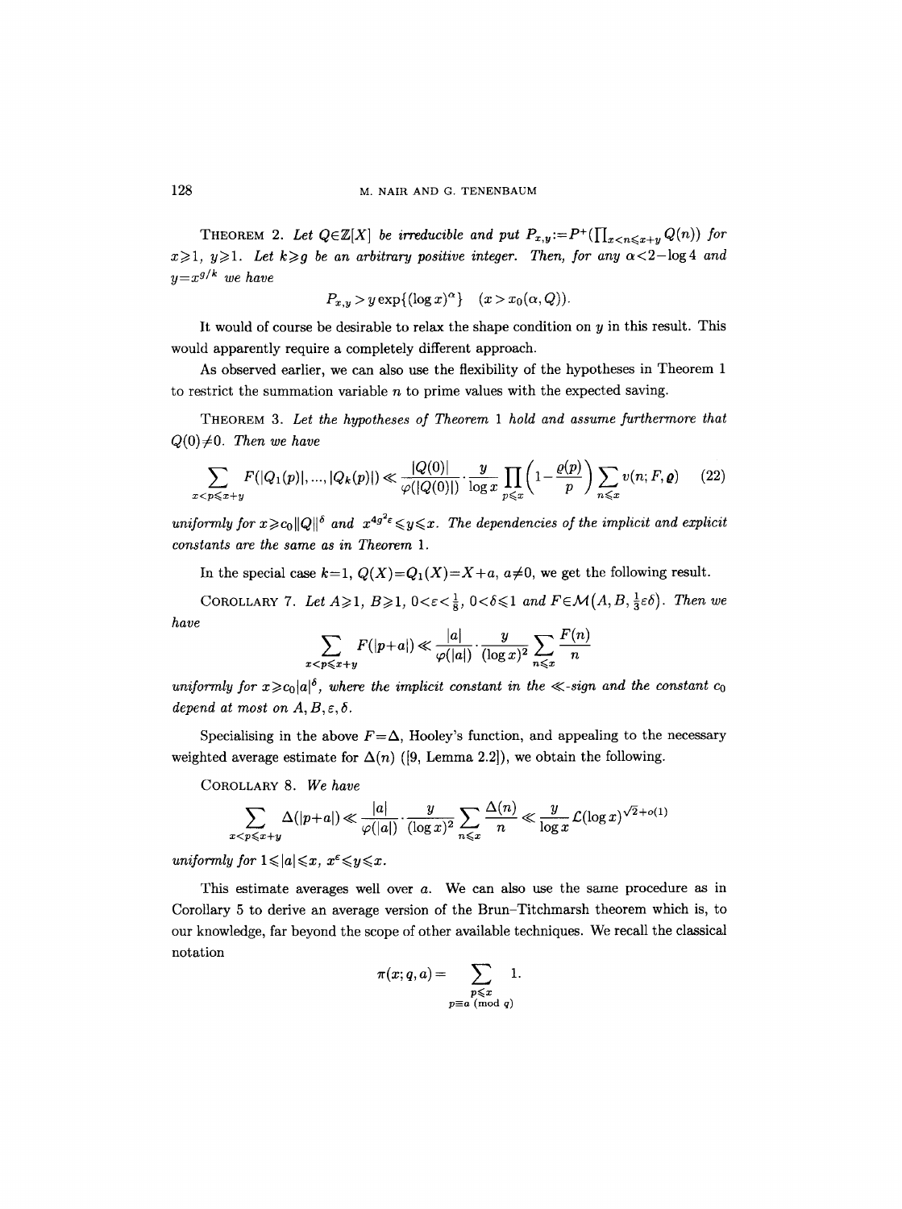**Theorem 2.** *Let $Q\in\mathbb{Z}[X]$ be irreducible and put $P_{x,y}:=P^+(\prod_{x<n\leqslant x+y}Q(n))$ for $x\geqslant 1$, $y\geqslant 1$. Let $k\geqslant g$ be an arbitrary positive integer. Then, for any $\alpha<2-\log 4$ and $y=x^{g/k}$ we have*

$$P_{x,y}>y\exp\{(\log x)^\alpha\}\quad (x>x_0(\alpha,Q)).$$

It would of course be desirable to relax the shape condition on $y$ in this result. This would apparently require a completely different approach.

As observed earlier, we can also use the flexibility of the hypotheses in Theorem 1 to restrict the summation variable $n$ to prime values with the expected saving.

**Theorem 3.** *Let the hypotheses of Theorem 1 hold and assume furthermore that $Q(0)\neq 0$. Then we have*

$$\sum_{x<p\leqslant x+y}F(|Q_1(p)|,\ldots,|Q_k(p)|)\ll\frac{|Q(0)|}{\varphi(|Q(0)|)}\cdot\frac{y}{\log x}\prod_{p\leqslant x}\left(1-\frac{\varrho(p)}{p}\right)\sum_{n\leqslant x}v(n;F,\boldsymbol{\varrho})\tag{22}$$

*uniformly for $x\geqslant c_0\|Q\|^\delta$ and $x^{4g^2\varepsilon}\leqslant y\leqslant x$. The dependencies of the implicit and explicit constants are the same as in Theorem 1.*

In the special case $k=1$, $Q(X)=Q_1(X)=X+a$, $a\neq 0$, we get the following result.

**Corollary 7.** *Let $A\geqslant 1$, $B\geqslant 1$, $0<\varepsilon<\frac{1}{8}$, $0<\delta\leqslant 1$ and $F\in\mathcal{M}(A,B,\frac{1}{3}\varepsilon\delta)$. Then we have*

$$\sum_{x<p\leqslant x+y}F(|p+a|)\ll\frac{|a|}{\varphi(|a|)}\cdot\frac{y}{(\log x)^2}\sum_{n\leqslant x}\frac{F(n)}{n}$$

*uniformly for $x\geqslant c_0|a|^\delta$, where the implicit constant in the $\ll$-sign and the constant $c_0$ depend at most on $A,B,\varepsilon,\delta$.*

Specialising in the above $F=\Delta$, Hooley's function, and appealing to the necessary weighted average estimate for $\Delta(n)$ ([9, Lemma 2.2]), we obtain the following.

**Corollary 8.** *We have*

$$\sum_{x<p\leqslant x+y}\Delta(|p+a|)\ll\frac{|a|}{\varphi(|a|)}\cdot\frac{y}{(\log x)^2}\sum_{n\leqslant x}\frac{\Delta(n)}{n}\ll\frac{y}{\log x}\mathcal{L}(\log x)^{\sqrt{2}+o(1)}$$

*uniformly for $1\leqslant|a|\leqslant x$, $x^\varepsilon\leqslant y\leqslant x$.*

This estimate averages well over $a$. We can also use the same procedure as in Corollary 5 to derive an average version of the Brun–Titchmarsh theorem which is, to our knowledge, far beyond the scope of other available techniques. We recall the classical notation

$$\pi(x;q,a)=\sum_{\substack{p\leqslant x\\ p\equiv a\ (\mathrm{mod}\ q)}}1.$$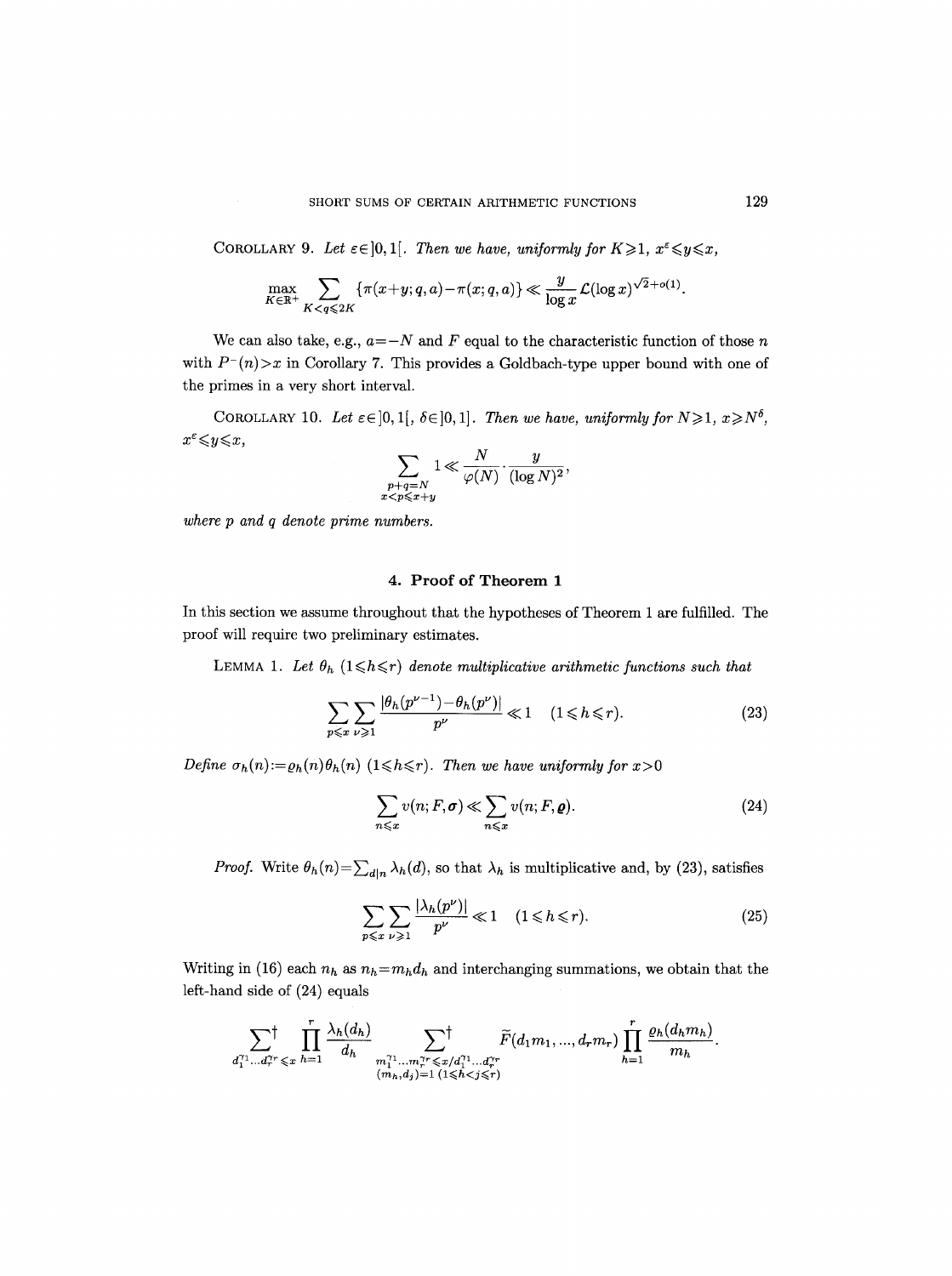COROLLARY 9. *Let* $\varepsilon\in]0,1[$. *Then we have, uniformly for* $K\geqslant 1$, $x^\varepsilon\leqslant y\leqslant x$,

$$\max_{K\in\mathbb{R}^+}\sum_{K<q\leqslant 2K}\{\pi(x+y;q,a)-\pi(x;q,a)\}\ll\frac{y}{\log x}\mathcal{L}(\log x)^{\sqrt{2}+o(1)}.$$

We can also take, e.g., $a=-N$ and $F$ equal to the characteristic function of those $n$ with $P^-(n)>x$ in Corollary 7. This provides a Goldbach-type upper bound with one of the primes in a very short interval.

COROLLARY 10. *Let* $\varepsilon\in]0,1[$, $\delta\in]0,1]$. *Then we have, uniformly for* $N\geqslant 1$, $x\geqslant N^\delta$, $x^\varepsilon\leqslant y\leqslant x$,

$$\sum_{\substack{p+q=N\\ x<p\leqslant x+y}}1\ll\frac{N}{\varphi(N)}\cdot\frac{y}{(\log N)^2},$$

*where* $p$ *and* $q$ *denote prime numbers.*

## 4. Proof of Theorem 1

In this section we assume throughout that the hypotheses of Theorem 1 are fulfilled. The proof will require two preliminary estimates.

LEMMA 1. *Let* $\theta_h$ $(1\leqslant h\leqslant r)$ *denote multiplicative arithmetic functions such that*

$$\sum_{p\leqslant x}\sum_{\nu\geqslant 1}\frac{|\theta_h(p^{\nu-1})-\theta_h(p^\nu)|}{p^\nu}\ll 1\quad(1\leqslant h\leqslant r).\tag{23}$$

*Define* $\sigma_h(n):=\varrho_h(n)\theta_h(n)$ $(1\leqslant h\leqslant r)$. *Then we have uniformly for* $x>0$

$$\sum_{n\leqslant x}v(n;F,\boldsymbol{\sigma})\ll\sum_{n\leqslant x}v(n;F,\boldsymbol{\varrho}).\tag{24}$$

*Proof.* Write $\theta_h(n)=\sum_{d\mid n}\lambda_h(d)$, so that $\lambda_h$ is multiplicative and, by (23), satisfies

$$\sum_{p\leqslant x}\sum_{\nu\geqslant 1}\frac{|\lambda_h(p^\nu)|}{p^\nu}\ll 1\quad(1\leqslant h\leqslant r).\tag{25}$$

Writing in (16) each $n_h$ as $n_h=m_hd_h$ and interchanging summations, we obtain that the left-hand side of (24) equals

$$\sideset{}{^\dagger}\sum_{d_1^{\gamma_1}\ldots d_r^{\gamma_r}\leqslant x}\prod_{h=1}^r\frac{\lambda_h(d_h)}{d_h}\sideset{}{^\dagger}\sum_{\substack{m_1^{\gamma_1}\ldots m_r^{\gamma_r}\leqslant x/d_1^{\gamma_1}\ldots d_r^{\gamma_r}\\ (m_h,d_j)=1\ (1\leqslant h<j\leqslant r)}}\widetilde{F}(d_1m_1,\ldots,d_rm_r)\prod_{h=1}^r\frac{\varrho_h(d_hm_h)}{m_h}.$$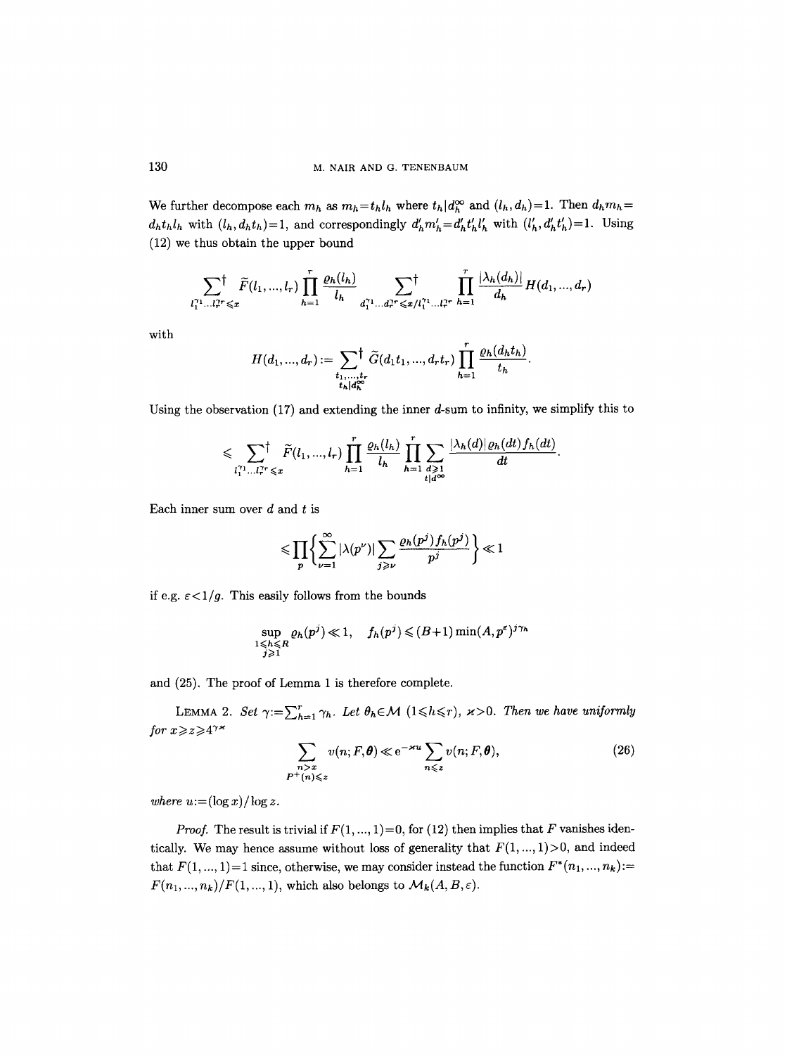We further decompose each $m_h$ as $m_h = t_h l_h$ where $t_h | d_h^\infty$ and $(l_h, d_h) = 1$. Then $d_h m_h = d_h t_h l_h$ with $(l_h, d_h t_h) = 1$, and correspondingly $d'_h m'_h = d'_h t'_h l'_h$ with $(l'_h, d'_h t'_h) = 1$. Using (12) we thus obtain the upper bound

$$\sum_{l_1^{\gamma_1} \dots l_r^{\gamma_r} \leqslant x}^{\dagger} \widetilde{F}(l_1, \dots, l_r) \prod_{h=1}^{r} \frac{\varrho_h(l_h)}{l_h} \sum_{d_1^{\gamma_1} \dots d_r^{\gamma_r} \leqslant x / l_1^{\gamma_1} \dots l_r^{\gamma_r}}^{\dagger} \prod_{h=1}^{r} \frac{|\lambda_h(d_h)|}{d_h} H(d_1, \dots, d_r)$$

with

$$H(d_1, \dots, d_r) := \sum_{\substack{t_1, \dots, t_r \\ t_h | d_h^\infty}}^{\dagger} \widetilde{G}(d_1 t_1, \dots, d_r t_r) \prod_{h=1}^{r} \frac{\varrho_h(d_h t_h)}{t_h}.$$

Using the observation (17) and extending the inner $d$-sum to infinity, we simplify this to

$$\leqslant \sum_{l_1^{\gamma_1} \dots l_r^{\gamma_r} \leqslant x}^{\dagger} \widetilde{F}(l_1, \dots, l_r) \prod_{h=1}^{r} \frac{\varrho_h(l_h)}{l_h} \prod_{h=1}^{r} \sum_{\substack{d \geqslant 1 \\ t | d^\infty}} \frac{|\lambda_h(d)| \varrho_h(dt) f_h(dt)}{dt}.$$

Each inner sum over $d$ and $t$ is

$$\leqslant \prod_p \left\{ \sum_{\nu=1}^{\infty} |\lambda(p^\nu)| \sum_{j \geqslant \nu} \frac{\varrho_h(p^j) f_h(p^j)}{p^j} \right\} \ll 1$$

if e.g. $\varepsilon < 1/g$. This easily follows from the bounds

$$\sup_{\substack{1 \leqslant h \leqslant R \\ j \geqslant 1}} \varrho_h(p^j) \ll 1, \quad f_h(p^j) \leqslant (B+1) \min(A, p^\varepsilon)^{j \gamma_h}$$

and (25). The proof of Lemma 1 is therefore complete.

LEMMA 2. *Set* $\gamma := \sum_{h=1}^{r} \gamma_h$. *Let* $\theta_h \in \mathcal{M}$ $(1 \leqslant h \leqslant r)$, $\varkappa > 0$. *Then we have uniformly for* $x \geqslant z \geqslant 4^{\gamma \varkappa}$

$$\sum_{\substack{n > x \\ P^+(n) \leqslant z}} v(n; F, \boldsymbol{\theta}) \ll \mathrm{e}^{-\varkappa u} \sum_{n \leqslant z} v(n; F, \boldsymbol{\theta}), \tag{26}$$

*where* $u := (\log x) / \log z$.

*Proof.* The result is trivial if $F(1, \dots, 1) = 0$, for (12) then implies that $F$ vanishes identically. We may hence assume without loss of generality that $F(1, \dots, 1) > 0$, and indeed that $F(1, \dots, 1) = 1$ since, otherwise, we may consider instead the function $F^*(n_1, \dots, n_k) := F(n_1, \dots, n_k) / F(1, \dots, 1)$, which also belongs to $\mathcal{M}_k(A, B, \varepsilon)$.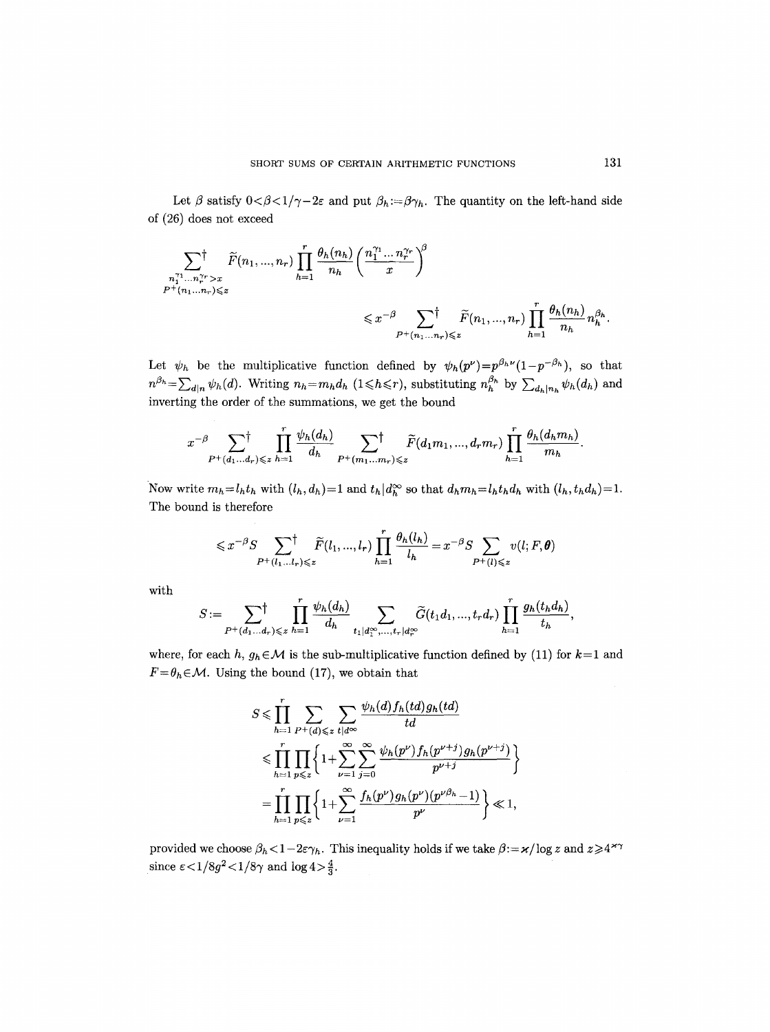Let $\beta$ satisfy $0<\beta<1/\gamma-2\varepsilon$ and put $\beta_h:=\beta\gamma_h$. The quantity on the left-hand side of (26) does not exceed

$$\sum_{\substack{n_1^{\gamma_1}\ldots n_r^{\gamma_r}>x\\ P^+(n_1\ldots n_r)\leqslant z}}^{\dagger} \widetilde{F}(n_1,\ldots,n_r)\prod_{h=1}^{r}\frac{\theta_h(n_h)}{n_h}\left(\frac{n_1^{\gamma_1}\ldots n_r^{\gamma_r}}{x}\right)^{\beta}$$

$$\leqslant x^{-\beta}\sum_{P^+(n_1\ldots n_r)\leqslant z}^{\dagger} \widetilde{F}(n_1,\ldots,n_r)\prod_{h=1}^{r}\frac{\theta_h(n_h)}{n_h}n_h^{\beta_h}.$$

Let $\psi_h$ be the multiplicative function defined by $\psi_h(p^\nu)=p^{\beta_h\nu}(1-p^{-\beta_h})$, so that $n^{\beta_h}=\sum_{d|n}\psi_h(d)$. Writing $n_h=m_hd_h$ $(1\leqslant h\leqslant r)$, substituting $n_h^{\beta_h}$ by $\sum_{d_h|n_h}\psi_h(d_h)$ and inverting the order of the summations, we get the bound

$$x^{-\beta}\sum_{P^+(d_1\ldots d_r)\leqslant z}^{\dagger}\prod_{h=1}^{r}\frac{\psi_h(d_h)}{d_h}\sum_{P^+(m_1\ldots m_r)\leqslant z}^{\dagger}\widetilde{F}(d_1m_1,\ldots,d_rm_r)\prod_{h=1}^{r}\frac{\theta_h(d_hm_h)}{m_h}.$$

Now write $m_h=l_ht_h$ with $(l_h,d_h)=1$ and $t_h|d_h^\infty$ so that $d_hm_h=l_ht_hd_h$ with $(l_h,t_hd_h)=1$. The bound is therefore

$$\leqslant x^{-\beta}S\sum_{P^+(l_1\ldots l_r)\leqslant z}^{\dagger}\widetilde{F}(l_1,\ldots,l_r)\prod_{h=1}^{r}\frac{\theta_h(l_h)}{l_h}=x^{-\beta}S\sum_{P^+(l)\leqslant z}v(l;F,\boldsymbol{\theta})$$

with

$$S:=\sum_{P^+(d_1\ldots d_r)\leqslant z}^{\dagger}\prod_{h=1}^{r}\frac{\psi_h(d_h)}{d_h}\sum_{t_1|d_1^\infty,\ldots,t_r|d_r^\infty}\widetilde{G}(t_1d_1,\ldots,t_rd_r)\prod_{h=1}^{r}\frac{g_h(t_hd_h)}{t_h},$$

where, for each $h$, $g_h\in\mathcal{M}$ is the sub-multiplicative function defined by (11) for $k=1$ and $F=\theta_h\in\mathcal{M}$. Using the bound (17), we obtain that

$$S\leqslant\prod_{h=1}^{r}\sum_{P^+(d)\leqslant z}\sum_{t|d^\infty}\frac{\psi_h(d)f_h(td)g_h(td)}{td}$$

$$\leqslant\prod_{h=1}^{r}\prod_{p\leqslant z}\left\{1+\sum_{\nu=1}^{\infty}\sum_{j=0}^{\infty}\frac{\psi_h(p^\nu)f_h(p^{\nu+j})g_h(p^{\nu+j})}{p^{\nu+j}}\right\}$$

$$=\prod_{h=1}^{r}\prod_{p\leqslant z}\left\{1+\sum_{\nu=1}^{\infty}\frac{f_h(p^\nu)g_h(p^\nu)(p^{\nu\beta_h}-1)}{p^\nu}\right\}\ll 1,$$

provided we choose $\beta_h<1-2\varepsilon\gamma_h$. This inequality holds if we take $\beta:=\varkappa/\log z$ and $z\geqslant 4^{\varkappa\gamma}$ since $\varepsilon<1/8g^2<1/8\gamma$ and $\log 4>\frac{4}{3}$.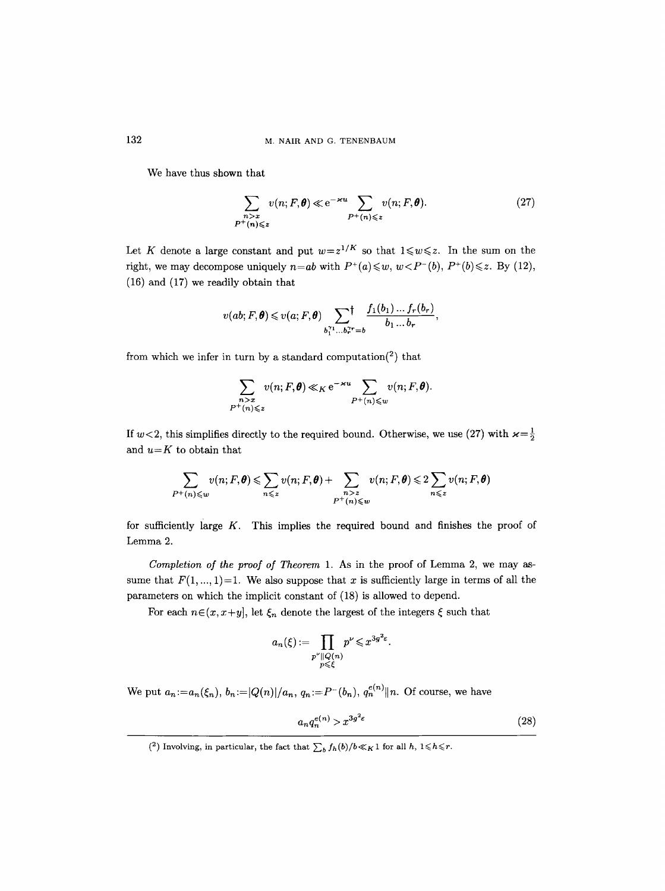We have thus shown that

$$\sum_{\substack{n>x\\ P^+(n)\leqslant z}} v(n;F,\boldsymbol{\theta}) \ll e^{-\varkappa u} \sum_{P^+(n)\leqslant z} v(n;F,\boldsymbol{\theta}). \tag{27}$$

Let $K$ denote a large constant and put $w=z^{1/K}$ so that $1\leqslant w\leqslant z$. In the sum on the right, we may decompose uniquely $n=ab$ with $P^+(a)\leqslant w$, $w<P^-(b)$, $P^+(b)\leqslant z$. By (12), (16) and (17) we readily obtain that

$$v(ab;F,\boldsymbol{\theta})\leqslant v(a;F,\boldsymbol{\theta}) \sideset{}{^\dagger}\sum_{b_1^{\gamma_1}\ldots b_r^{\gamma_r}=b} \frac{f_1(b_1)\ldots f_r(b_r)}{b_1\ldots b_r},$$

from which we infer in turn by a standard computation[2] that

$$\sum_{\substack{n>x\\ P^+(n)\leqslant z}} v(n;F,\boldsymbol{\theta}) \ll_K e^{-\varkappa u} \sum_{P^+(n)\leqslant w} v(n;F,\boldsymbol{\theta}).$$

If $w<2$, this simplifies directly to the required bound. Otherwise, we use (27) with $\varkappa=\frac{1}{2}$ and $u=K$ to obtain that

$$\sum_{P^+(n)\leqslant w} v(n;F,\boldsymbol{\theta}) \leqslant \sum_{n\leqslant z} v(n;F,\boldsymbol{\theta}) + \sum_{\substack{n>z\\ P^+(n)\leqslant w}} v(n;F,\boldsymbol{\theta}) \leqslant 2\sum_{n\leqslant z} v(n;F,\boldsymbol{\theta})$$

for sufficiently large $K$. This implies the required bound and finishes the proof of Lemma 2.

*Completion of the proof of Theorem* 1. As in the proof of Lemma 2, we may assume that $F(1,\ldots,1)=1$. We also suppose that $x$ is sufficiently large in terms of all the parameters on which the implicit constant of (18) is allowed to depend.

For each $n\in(x,x+y]$, let $\xi_n$ denote the largest of the integers $\xi$ such that

$$a_n(\xi) := \prod_{\substack{p^\nu \| Q(n)\\ p\leqslant \xi}} p^\nu \leqslant x^{3g^2\varepsilon}.$$

We put $a_n:=a_n(\xi_n)$, $b_n:=|Q(n)|/a_n$, $q_n:=P^-(b_n)$, $q_n^{e(n)}\| n$. Of course, we have

$$a_n q_n^{e(n)} > x^{3g^2\varepsilon} \tag{28}$$

---

[2] Involving, in particular, the fact that $\sum_b f_h(b)/b \ll_K 1$ for all $h$, $1\leqslant h\leqslant r$.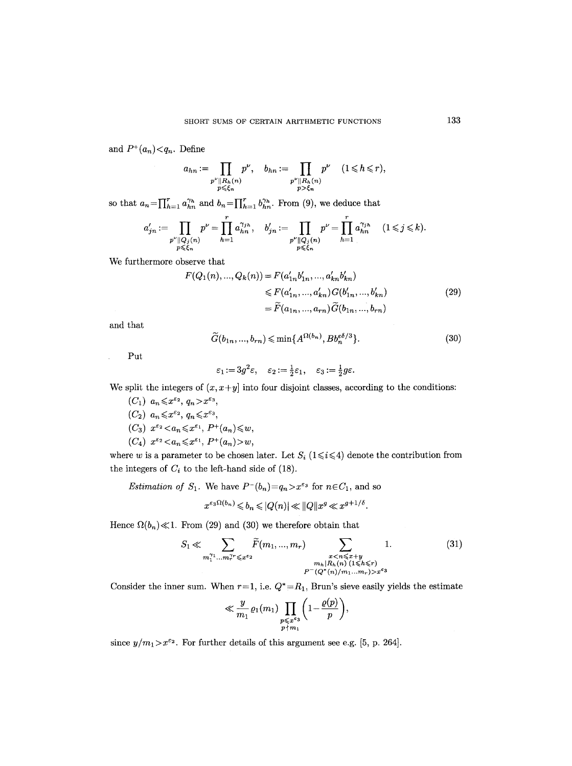and $P^+(a_n)<q_n$. Define

$$a_{hn}:=\prod_{\substack{p^\nu\|R_h(n)\\ p\leqslant\xi_n}}p^\nu,\quad b_{hn}:=\prod_{\substack{p^\nu\|R_h(n)\\ p>\xi_n}}p^\nu\quad(1\leqslant h\leqslant r),$$

so that $a_n=\prod_{h=1}^r a_{hn}^{\gamma_h}$ and $b_n=\prod_{h=1}^r b_{hn}^{\gamma_h}$. From (9), we deduce that

$$a'_{jn}:=\prod_{\substack{p^\nu\|Q_j(n)\\ p\leqslant\xi_n}}p^\nu=\prod_{h=1}^r a_{hn}^{\gamma_{jh}},\quad b'_{jn}:=\prod_{\substack{p^\nu\|Q_j(n)\\ p\leqslant\xi_n}}p^\nu=\prod_{h=1}^r a_{hn}^{\gamma_{jh}}\quad(1\leqslant j\leqslant k).$$

We furthermore observe that

$$\begin{aligned}F(Q_1(n),\dots,Q_k(n))&=F(a'_{1n}b'_{1n},\dots,a'_{kn}b'_{kn})\\&\leqslant F(a'_{1n},\dots,a'_{kn})G(b'_{1n},\dots,b'_{kn})\\&=\widetilde{F}(a_{1n},\dots,a_{rn})\widetilde{G}(b_{1n},\dots,b_{rn})\end{aligned}\tag{29}$$

and that

$$\widetilde{G}(b_{1n},\dots,b_{rn})\leqslant\min\{A^{\Omega(b_n)},Bb_n^{\varepsilon\delta/3}\}.\tag{30}$$

Put

$$\varepsilon_1:=3g^2\varepsilon,\quad\varepsilon_2:=\tfrac12\varepsilon_1,\quad\varepsilon_3:=\tfrac12 g\varepsilon.$$

We split the integers of $(x,x+y]$ into four disjoint classes, according to the conditions:

($C_1$) $a_n\leqslant x^{\varepsilon_2}$, $q_n>x^{\varepsilon_3}$,

($C_2$) $a_n\leqslant x^{\varepsilon_2}$, $q_n\leqslant x^{\varepsilon_3}$,

($C_3$) $x^{\varepsilon_2}<a_n\leqslant x^{\varepsilon_1}$, $P^+(a_n)\leqslant w$,

($C_4$) $x^{\varepsilon_2}<a_n\leqslant x^{\varepsilon_1}$, $P^+(a_n)>w$,

where $w$ is a parameter to be chosen later. Let $S_i$ ($1\leqslant i\leqslant 4$) denote the contribution from the integers of $C_i$ to the left-hand side of (18).

*Estimation of* $S_1$. We have $P^-(b_n)=q_n>x^{\varepsilon_3}$ for $n\in C_1$, and so

$$x^{\varepsilon_3\Omega(b_n)}\leqslant b_n\leqslant|Q(n)|\ll\|Q\|x^g\ll x^{g+1/\delta}.$$

Hence $\Omega(b_n)\ll 1$. From (29) and (30) we therefore obtain that

$$S_1\ll\sum_{m_1^{\gamma_1}\dots m_r^{\gamma_r}\leqslant x^{\varepsilon_2}}\widetilde{F}(m_1,\dots,m_r)\sum_{\substack{x<n\leqslant x+y\\ m_h|R_h(n)\ (1\leqslant h\leqslant r)\\ P^-(Q^*(n)/m_1\dots m_r)>x^{\varepsilon_3}}}1.\tag{31}$$

Consider the inner sum. When $r=1$, i.e. $Q^*=R_1$, Brun's sieve easily yields the estimate

$$\ll\frac{y}{m_1}\varrho_1(m_1)\prod_{\substack{p\leqslant x^{\varepsilon_3}\\ p\nmid m_1}}\left(1-\frac{\varrho(p)}{p}\right),$$

since $y/m_1>x^{\varepsilon_2}$. For further details of this argument see e.g. [5, p. 264].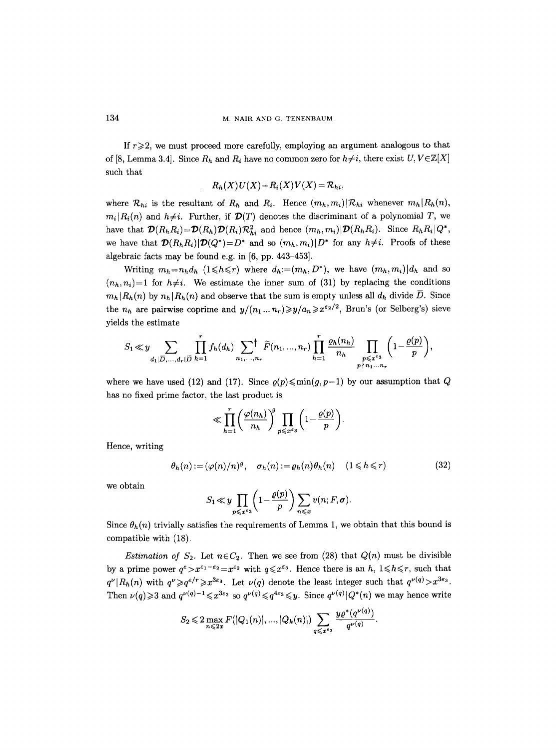If $r \geqslant 2$, we must proceed more carefully, employing an argument analogous to that of [8, Lemma 3.4]. Since $R_h$ and $R_i$ have no common zero for $h \neq i$, there exist $U, V \in \mathbb{Z}[X]$ such that

$$R_h(X)U(X) + R_i(X)V(X) = \mathcal{R}_{hi},$$

where $\mathcal{R}_{hi}$ is the resultant of $R_h$ and $R_i$. Hence $(m_h, m_i) | \mathcal{R}_{hi}$ whenever $m_h | R_h(n)$, $m_i | R_i(n)$ and $h \neq i$. Further, if $\mathcal{D}(T)$ denotes the discriminant of a polynomial $T$, we have that $\mathcal{D}(R_h R_i) = \mathcal{D}(R_h)\mathcal{D}(R_i)\mathcal{R}_{hi}^2$ and hence $(m_h, m_i) | \mathcal{D}(R_h R_i)$. Since $R_h R_i | Q^*$, we have that $\mathcal{D}(R_h R_i) | \mathcal{D}(Q^*) = D^*$ and so $(m_h, m_i) | D^*$ for any $h \neq i$. Proofs of these algebraic facts may be found e.g. in [6, pp. 443–453].

Writing $m_h = n_h d_h$ $(1 \leqslant h \leqslant r)$ where $d_h := (m_h, D^*)$, we have $(m_h, m_i) | d_h$ and so $(n_h, n_i) = 1$ for $h \neq i$. We estimate the inner sum of (31) by replacing the conditions $m_h | R_h(n)$ by $n_h | R_h(n)$ and observe that the sum is empty unless all $d_h$ divide $\bar{D}$. Since the $n_h$ are pairwise coprime and $y/(n_1 \ldots n_r) \geqslant y/a_n \geqslant x^{\varepsilon_2/2}$, Brun's (or Selberg's) sieve yields the estimate

$$S_1 \ll y \sum_{d_1 | \bar{D}, \ldots, d_r | \bar{D}} \prod_{h=1}^{r} f_h(d_h) \sum_{n_1, \ldots, n_r}^{\dagger} \tilde{F}(n_1, \ldots, n_r) \prod_{h=1}^{r} \frac{\varrho_h(n_h)}{n_h} \prod_{\substack{p \leqslant x^{\varepsilon_3} \\ p \nmid n_1 \ldots n_r}} \left(1 - \frac{\varrho(p)}{p}\right),$$

where we have used (12) and (17). Since $\varrho(p) \leqslant \min(g, p-1)$ by our assumption that $Q$ has no fixed prime factor, the last product is

$$\ll \prod_{h=1}^{r} \left(\frac{\varphi(n_h)}{n_h}\right)^g \prod_{p \leqslant x^{\varepsilon_3}} \left(1 - \frac{\varrho(p)}{p}\right).$$

Hence, writing

$$\theta_h(n) := (\varphi(n)/n)^g, \quad \sigma_h(n) := \varrho_h(n)\theta_h(n) \quad (1 \leqslant h \leqslant r) \tag{32}$$

we obtain

$$S_1 \ll y \prod_{p \leqslant x^{\varepsilon_3}} \left(1 - \frac{\varrho(p)}{p}\right) \sum_{n \leqslant x} v(n; F, \boldsymbol{\sigma}).$$

Since $\theta_h(n)$ trivially satisfies the requirements of Lemma 1, we obtain that this bound is compatible with (18).

*Estimation of* $S_2$. Let $n \in C_2$. Then we see from (28) that $Q(n)$ must be divisible by a prime power $q^e > x^{\varepsilon_1 - \varepsilon_2} = x^{\varepsilon_2}$ with $q \leqslant x^{\varepsilon_3}$. Hence there is an $h$, $1 \leqslant h \leqslant r$, such that $q^\nu | R_h(n)$ with $q^\nu \geqslant q^{e/r} \geqslant x^{3\varepsilon_3}$. Let $\nu(q)$ denote the least integer such that $q^{\nu(q)} > x^{3\varepsilon_3}$. Then $\nu(q) \geqslant 3$ and $q^{\nu(q)-1} \leqslant x^{3\varepsilon_3}$ so $q^{\nu(q)} \leqslant q^{4\varepsilon_3} \leqslant y$. Since $q^{\nu(q)} | Q^*(n)$ we may hence write

$$S_2 \leqslant 2 \max_{n \leqslant 2x} F(|Q_1(n)|, \ldots, |Q_k(n)|) \sum_{q \leqslant x^{\varepsilon_3}} \frac{y \varrho^*(q^{\nu(q)})}{q^{\nu(q)}}.$$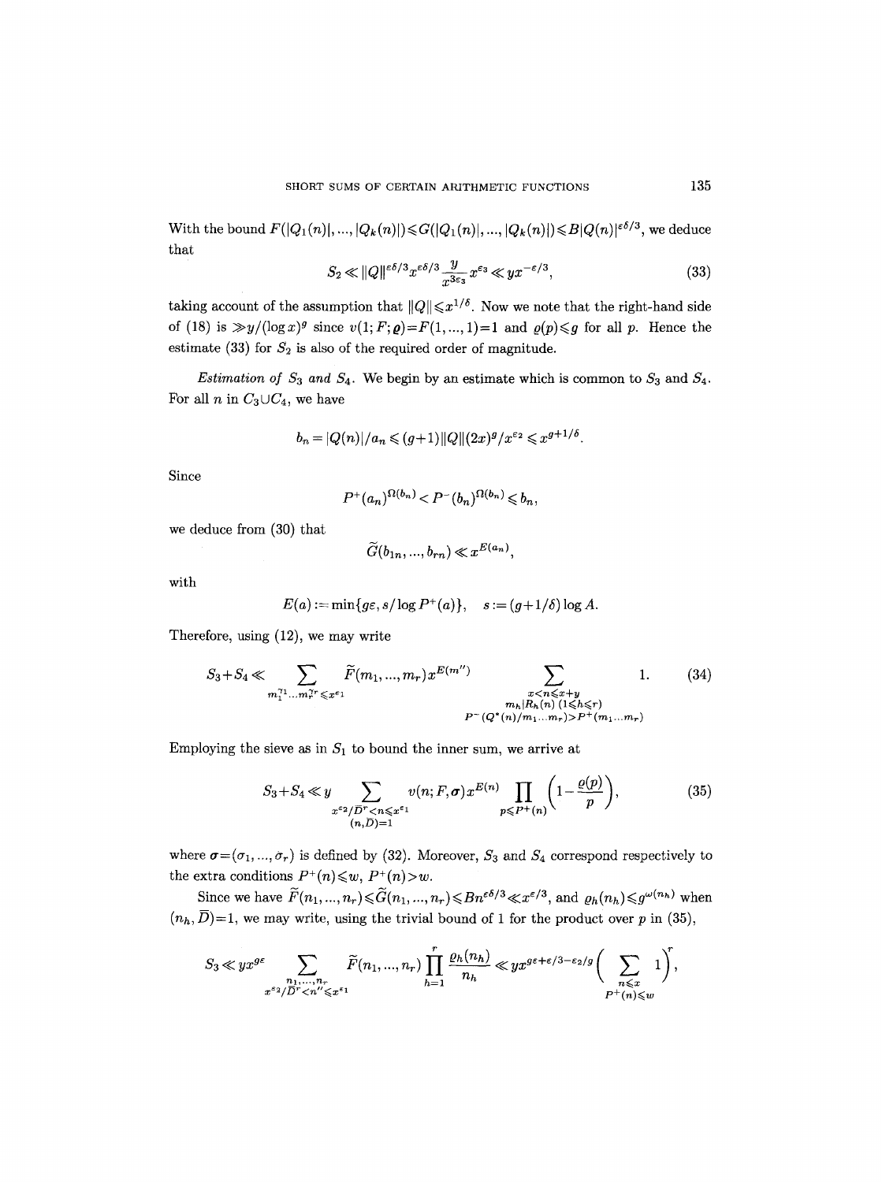With the bound $F(|Q_1(n)|, ..., |Q_k(n)|) \leqslant G(|Q_1(n)|, ..., |Q_k(n)|) \leqslant B|Q(n)|^{\varepsilon\delta/3}$, we deduce that

$$S_2 \ll \|Q\|^{\varepsilon\delta/3} x^{\varepsilon\delta/3} \frac{y}{x^{3\varepsilon_3}} x^{\varepsilon_3} \ll yx^{-\varepsilon/3}, \tag{33}$$

taking account of the assumption that $\|Q\| \leqslant x^{1/\delta}$. Now we note that the right-hand side of (18) is $\gg y/(\log x)^g$ since $v(1; F; \varrho) = F(1, ..., 1) = 1$ and $\varrho(p) \leqslant g$ for all $p$. Hence the estimate (33) for $S_2$ is also of the required order of magnitude.

*Estimation of $S_3$ and $S_4$.* We begin by an estimate which is common to $S_3$ and $S_4$. For all $n$ in $C_3 \cup C_4$, we have

$$b_n = |Q(n)|/a_n \leqslant (g+1)\|Q\|(2x)^g/x^{\varepsilon_2} \leqslant x^{g+1/\delta}.$$

Since

$$P^+(a_n)^{\Omega(b_n)} < P^-(b_n)^{\Omega(b_n)} \leqslant b_n,$$

we deduce from (30) that

$$\widetilde{G}(b_{1n}, ..., b_{rn}) \ll x^{E(a_n)},$$

with

$$E(a) := \min\{g\varepsilon, s/\log P^+(a)\}, \quad s := (g+1/\delta)\log A.$$

Therefore, using (12), we may write

$$S_3 + S_4 \ll \sum_{m_1^{\gamma_1} \dots m_r^{\gamma_r} \leqslant x^{\varepsilon_1}} \widetilde{F}(m_1, ..., m_r) x^{E(m'')} \sum_{\substack{x < n \leqslant x+y \\ m_h | R_h(n)\ (1 \leqslant h \leqslant r) \\ P^-(Q^*(n)/m_1 \dots m_r) > P^+(m_1 \dots m_r)}} 1. \tag{34}$$

Employing the sieve as in $S_1$ to bound the inner sum, we arrive at

$$S_3 + S_4 \ll y \sum_{\substack{x^{\varepsilon_2}/\overline{D}^r < n \leqslant x^{\varepsilon_1} \\ (n, \overline{D}) = 1}} v(n; F, \boldsymbol{\sigma}) x^{E(n)} \prod_{p \leqslant P^+(n)} \left(1 - \frac{\varrho(p)}{p}\right), \tag{35}$$

where $\boldsymbol{\sigma} = (\sigma_1, ..., \sigma_r)$ is defined by (32). Moreover, $S_3$ and $S_4$ correspond respectively to the extra conditions $P^+(n) \leqslant w$, $P^+(n) > w$.

Since we have $\widetilde{F}(n_1, ..., n_r) \leqslant \widetilde{G}(n_1, ..., n_r) \leqslant Bn^{\varepsilon\delta/3} \ll x^{\varepsilon/3}$, and $\varrho_h(n_h) \leqslant g^{\omega(n_h)}$ when $(n_h, \overline{D}) = 1$, we may write, using the trivial bound of 1 for the product over $p$ in (35),

$$S_3 \ll yx^{g\varepsilon} \sum_{\substack{n_1, ..., n_r \\ x^{\varepsilon_2}/\overline{D}^r < n'' \leqslant x^{\varepsilon_1}}} \widetilde{F}(n_1, ..., n_r) \prod_{h=1}^{r} \frac{\varrho_h(n_h)}{n_h} \ll yx^{g\varepsilon + \varepsilon/3 - \varepsilon_2/g} \Biggl( \sum_{\substack{n \leqslant x \\ P^+(n) \leqslant w}} 1 \Biggr)^r,$$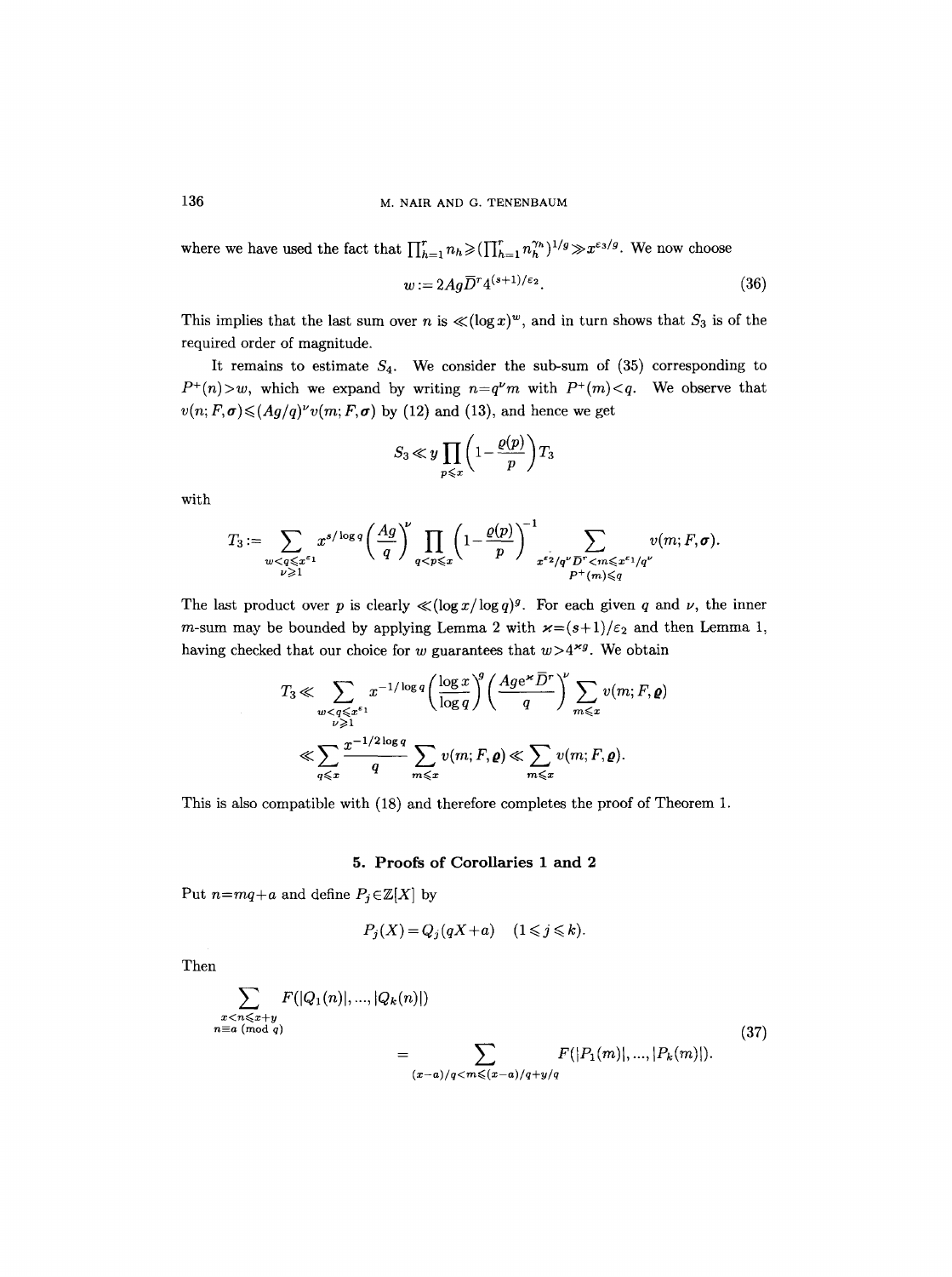where we have used the fact that $\prod_{h=1}^r n_h \geqslant (\prod_{h=1}^r n_h^{\gamma_h})^{1/g} \gg x^{\varepsilon_3/g}$. We now choose

$$w := 2Ag\overline{D}^r 4^{(s+1)/\varepsilon_2}. \tag{36}$$

This implies that the last sum over $n$ is $\ll (\log x)^w$, and in turn shows that $S_3$ is of the required order of magnitude.

It remains to estimate $S_4$. We consider the sub-sum of (35) corresponding to $P^+(n) > w$, which we expand by writing $n = q^\nu m$ with $P^+(m) < q$. We observe that $v(n; F, \boldsymbol{\sigma}) \leqslant (Ag/q)^\nu v(m; F, \boldsymbol{\sigma})$ by (12) and (13), and hence we get

$$S_3 \ll y \prod_{p \leqslant x} \left(1 - \frac{\varrho(p)}{p}\right) T_3$$

with

$$T_3 := \sum_{\substack{w < q \leqslant x^{\varepsilon_1} \\ \nu \geqslant 1}} x^{s/\log q} \left(\frac{Ag}{q}\right)^\nu \prod_{q < p \leqslant x} \left(1 - \frac{\varrho(p)}{p}\right)^{-1} \sum_{\substack{x^{\varepsilon_2}/q^\nu \overline{D}^r < m \leqslant x^{\varepsilon_1}/q^\nu \\ P^+(m) \leqslant q}} v(m; F, \boldsymbol{\sigma}).$$

The last product over $p$ is clearly $\ll (\log x/\log q)^g$. For each given $q$ and $\nu$, the inner $m$-sum may be bounded by applying Lemma 2 with $\varkappa = (s+1)/\varepsilon_2$ and then Lemma 1, having checked that our choice for $w$ guarantees that $w > 4^{\varkappa g}$. We obtain

$$\begin{aligned}
T_3 &\ll \sum_{\substack{w < q \leqslant x^{\varepsilon_1} \\ \nu \geqslant 1}} x^{-1/\log q} \left(\frac{\log x}{\log q}\right)^g \left(\frac{Age^\varkappa \overline{D}^r}{q}\right)^\nu \sum_{m \leqslant x} v(m; F, \boldsymbol{\varrho}) \\
&\ll \sum_{q \leqslant x} \frac{x^{-1/2\log q}}{q} \sum_{m \leqslant x} v(m; F, \boldsymbol{\varrho}) \ll \sum_{m \leqslant x} v(m; F, \boldsymbol{\varrho}).
\end{aligned}$$

This is also compatible with (18) and therefore completes the proof of Theorem 1.

## 5. Proofs of Corollaries 1 and 2

Put $n = mq + a$ and define $P_j \in \mathbb{Z}[X]$ by

$$P_j(X) = Q_j(qX + a) \quad (1 \leqslant j \leqslant k).$$

Then

$$\begin{aligned}
&\sum_{\substack{x < n \leqslant x+y \\ n \equiv a \ (\mathrm{mod}\ q)}} F(|Q_1(n)|, \ldots, |Q_k(n)|) \\
&\qquad = \sum_{(x-a)/q < m \leqslant (x-a)/q + y/q} F(|P_1(m)|, \ldots, |P_k(m)|).
\end{aligned} \tag{37}$$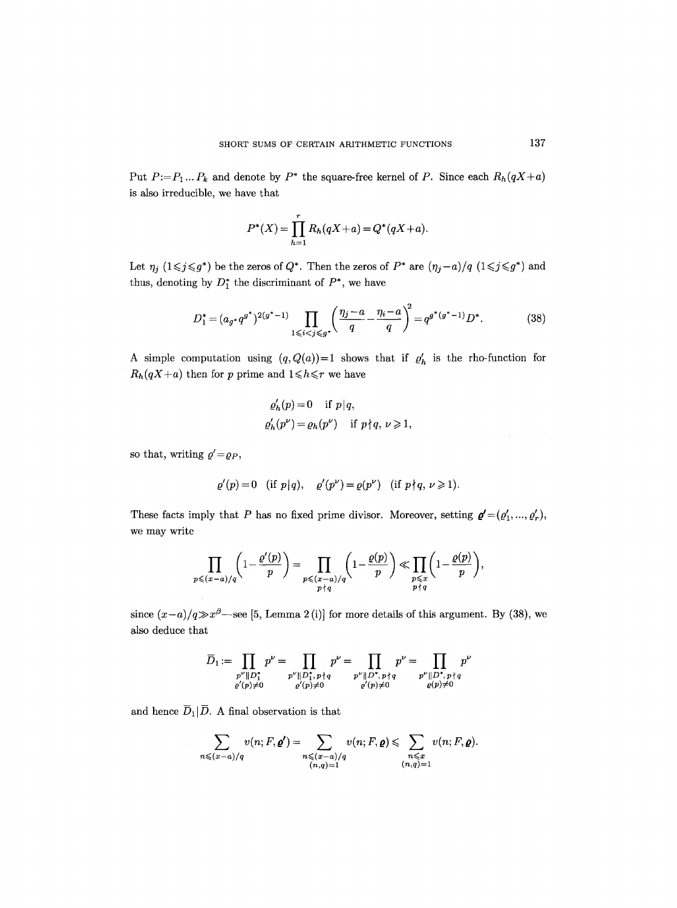Put $P := P_1 \dots P_k$ and denote by $P^*$ the square-free kernel of $P$. Since each $R_h(qX+a)$ is also irreducible, we have that

$$P^*(X) = \prod_{h=1}^{r} R_h(qX+a) = Q^*(qX+a).$$

Let $\eta_j$ $(1 \leqslant j \leqslant g^*)$ be the zeros of $Q^*$. Then the zeros of $P^*$ are $(\eta_j - a)/q$ $(1 \leqslant j \leqslant g^*)$ and thus, denoting by $D_1^*$ the discriminant of $P^*$, we have

$$D_1^* = (a_{g^*} q^{g^*})^{2(g^*-1)} \prod_{1 \leqslant i < j \leqslant g^*} \left( \frac{\eta_j - a}{q} - \frac{\eta_i - a}{q} \right)^2 = q^{g^*(g^*-1)} D^*. \tag{38}$$

A simple computation using $(q, Q(a)) = 1$ shows that if $\varrho_h'$ is the rho-function for $R_h(qX+a)$ then for $p$ prime and $1 \leqslant h \leqslant r$ we have

$$\varrho_h'(p) = 0 \quad \text{if } p \mid q,$$
$$\varrho_h'(p^\nu) = \varrho_h(p^\nu) \quad \text{if } p \nmid q,\ \nu \geqslant 1,$$

so that, writing $\varrho' = \varrho_P$,

$$\varrho'(p) = 0 \ \ (\text{if } p \mid q), \quad \varrho'(p^\nu) = \varrho(p^\nu) \ \ (\text{if } p \nmid q,\ \nu \geqslant 1).$$

These facts imply that $P$ has no fixed prime divisor. Moreover, setting $\boldsymbol{\varrho}' = (\varrho_1', \dots, \varrho_r')$, we may write

$$\prod_{p \leqslant (x-a)/q} \left(1 - \frac{\varrho'(p)}{p}\right) = \prod_{\substack{p \leqslant (x-a)/q \\ p \nmid q}} \left(1 - \frac{\varrho(p)}{p}\right) \ll \prod_{\substack{p \leqslant x \\ p \nmid q}} \left(1 - \frac{\varrho(p)}{p}\right),$$

since $(x-a)/q \gg x^\beta$—see [5, Lemma 2 (i)] for more details of this argument. By (38), we also deduce that

$$\overline{D}_1 := \prod_{\substack{p^\nu \| D_1^* \\ \varrho'(p) \neq 0}} p^\nu = \prod_{\substack{p^\nu \| D_1^*, p \nmid q \\ \varrho'(p) \neq 0}} p^\nu = \prod_{\substack{p^\nu \| D^*, p \nmid q \\ \varrho'(p) \neq 0}} p^\nu = \prod_{\substack{p^\nu \| D^*, p \nmid q \\ \varrho(p) \neq 0}} p^\nu$$

and hence $\overline{D}_1 \mid \overline{D}$. A final observation is that

$$\sum_{n \leqslant (x-a)/q} v(n; F, \boldsymbol{\varrho}') = \sum_{\substack{n \leqslant (x-a)/q \\ (n,q)=1}} v(n; F, \boldsymbol{\varrho}) \leqslant \sum_{\substack{n \leqslant x \\ (n,q)=1}} v(n; F, \boldsymbol{\varrho}).$$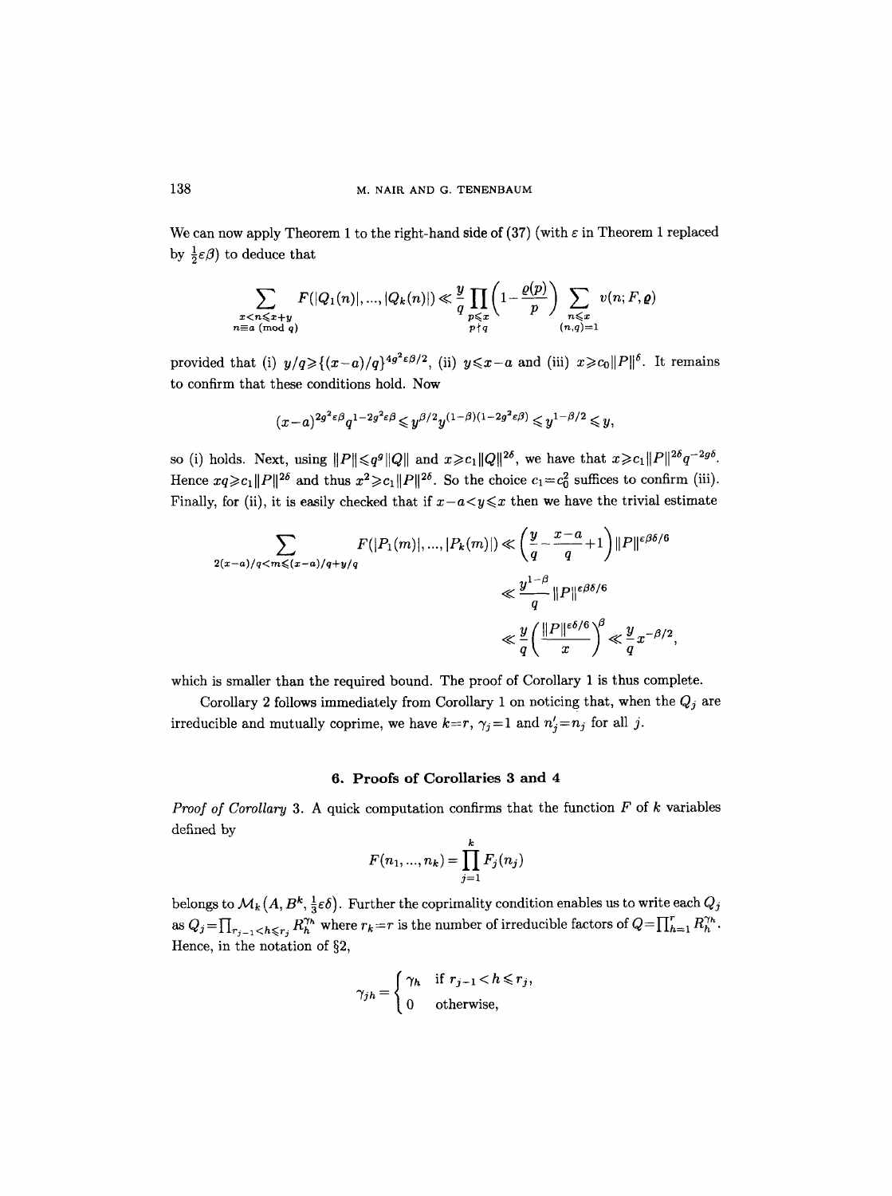We can now apply Theorem 1 to the right-hand side of (37) (with $\varepsilon$ in Theorem 1 replaced by $\frac{1}{2}\varepsilon\beta$) to deduce that

$$\sum_{\substack{x<n\leqslant x+y\\ n\equiv a \pmod q}} F(|Q_1(n)|,\ldots,|Q_k(n)|) \ll \frac{y}{q}\prod_{\substack{p\leqslant x\\ p\nmid q}}\left(1-\frac{\varrho(p)}{p}\right)\sum_{\substack{n\leqslant x\\ (n,q)=1}} v(n;F,\boldsymbol{\varrho})$$

provided that (i) $y/q\geqslant\{(x-a)/q\}^{4g^2\varepsilon\beta/2}$, (ii) $y\leqslant x-a$ and (iii) $x\geqslant c_0\|P\|^\delta$. It remains to confirm that these conditions hold. Now

$$(x-a)^{2g^2\varepsilon\beta}q^{1-2g^2\varepsilon\beta}\leqslant y^{\beta/2}y^{(1-\beta)(1-2g^2\varepsilon\beta)}\leqslant y^{1-\beta/2}\leqslant y,$$

so (i) holds. Next, using $\|P\|\leqslant q^g\|Q\|$ and $x\geqslant c_1\|Q\|^{2\delta}$, we have that $x\geqslant c_1\|P\|^{2\delta}q^{-2g\delta}$. Hence $xq\geqslant c_1\|P\|^{2\delta}$ and thus $x^2\geqslant c_1\|P\|^{2\delta}$. So the choice $c_1=c_0^2$ suffices to confirm (iii). Finally, for (ii), it is easily checked that if $x-a<y\leqslant x$ then we have the trivial estimate

$$\begin{aligned}
\sum_{2(x-a)/q<m\leqslant(x-a)/q+y/q} F(|P_1(m)|,\ldots,|P_k(m)|) &\ll \left(\frac{y}{q}-\frac{x-a}{q}+1\right)\|P\|^{\varepsilon\beta\delta/6}\\
&\ll \frac{y^{1-\beta}}{q}\|P\|^{\varepsilon\beta\delta/6}\\
&\ll \frac{y}{q}\left(\frac{\|P\|^{\varepsilon\delta/6}}{x}\right)^{\beta}\ll\frac{y}{q}x^{-\beta/2},
\end{aligned}$$

which is smaller than the required bound. The proof of Corollary 1 is thus complete.

Corollary 2 follows immediately from Corollary 1 on noticing that, when the $Q_j$ are irreducible and mutually coprime, we have $k=r$, $\gamma_j=1$ and $n_j'=n_j$ for all $j$.

## 6. Proofs of Corollaries 3 and 4

*Proof of Corollary* 3. A quick computation confirms that the function $F$ of $k$ variables defined by

$$F(n_1,\ldots,n_k)=\prod_{j=1}^k F_j(n_j)$$

belongs to $\mathcal{M}_k\left(A,B^k,\frac{1}{3}\varepsilon\delta\right)$. Further the coprimality condition enables us to write each $Q_j$ as $Q_j=\prod_{r_{j-1}<h\leqslant r_j}R_h^{\gamma_h}$ where $r_k=r$ is the number of irreducible factors of $Q=\prod_{h=1}^r R_h^{\gamma_h}$. Hence, in the notation of §2,

$$\gamma_{jh}=\begin{cases}\gamma_h & \text{if } r_{j-1}<h\leqslant r_j,\\ 0 & \text{otherwise,}\end{cases}$$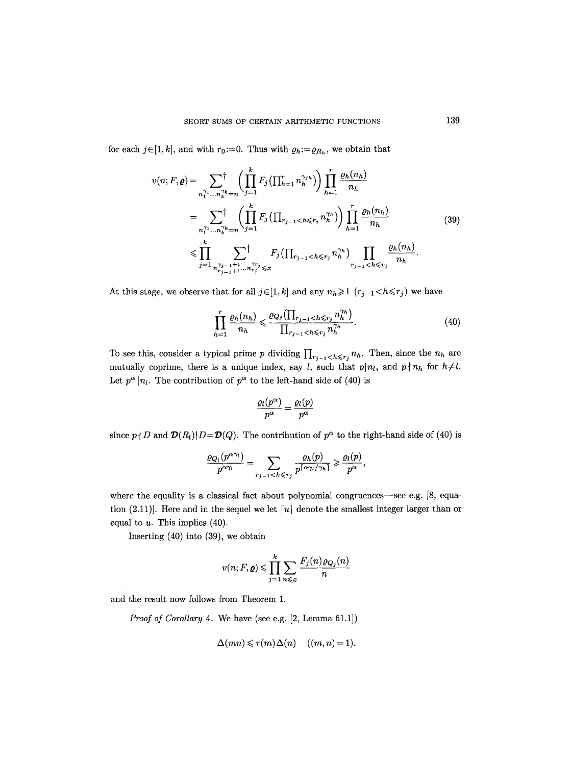for each $j\in[1,k]$, and with $r_0:=0$. Thus with $\varrho_h:=\varrho_{R_h}$, we obtain that

$$
\begin{aligned}
v(n;F,\boldsymbol{\varrho}) &= \sum_{n_1^{\gamma_1}\dots n_k^{\gamma_k}=n}^{\dagger} \left(\prod_{j=1}^{k} F_j\big(\textstyle\prod_{h=1}^{r} n_h^{\gamma_{jh}}\big)\right) \prod_{h=1}^{r} \frac{\varrho_h(n_h)}{n_h} \\
&= \sum_{n_1^{\gamma_1}\dots n_k^{\gamma_k}=n}^{\dagger} \left(\prod_{j=1}^{k} F_j\big(\textstyle\prod_{r_{j-1}<h\leqslant r_j} n_h^{\gamma_h}\big)\right) \prod_{h=1}^{r} \frac{\varrho_h(n_h)}{n_h} \\
&\leqslant \prod_{j=1}^{k} \sum_{n_{r_{j-1}+1}^{\gamma_{j-1}+1}\dots n_{r_j}^{\gamma_{r_j}}\leqslant x}^{\dagger} F_j\big(\textstyle\prod_{r_{j-1}<h\leqslant r_j} n_h^{\gamma_h}\big) \prod_{r_{j-1}<h\leqslant r_j} \frac{\varrho_h(n_h)}{n_h}.
\end{aligned}
\tag{39}
$$

At this stage, we observe that for all $j\in[1,k]$ and any $n_h\geqslant 1$ $(r_{j-1}<h\leqslant r_j)$ we have

$$
\prod_{h=1}^{r} \frac{\varrho_h(n_h)}{n_h} \leqslant \frac{\varrho_{Q_j}\big(\prod_{r_{j-1}<h\leqslant r_j} n_h^{\gamma_h}\big)}{\prod_{r_{j-1}<h\leqslant r_j} n_h^{\gamma_h}}. \tag{40}
$$

To see this, consider a typical prime $p$ dividing $\prod_{r_{j-1}<h\leqslant r_j} n_h$. Then, since the $n_h$ are mutually coprime, there is a unique index, say $l$, such that $p|n_l$, and $p\nmid n_h$ for $h\neq l$. Let $p^\alpha\| n_l$. The contribution of $p^\alpha$ to the left-hand side of (40) is

$$
\frac{\varrho_l(p^\alpha)}{p^\alpha} = \frac{\varrho_l(p)}{p^\alpha}
$$

since $p\nmid D$ and $\boldsymbol{\mathcal{D}}(R_l)|D=\boldsymbol{\mathcal{D}}(Q)$. The contribution of $p^\alpha$ to the right-hand side of (40) is

$$
\frac{\varrho_{Q_l}(p^{\alpha\gamma_l})}{p^{\alpha\gamma_l}} = \sum_{r_{j-1}<h\leqslant r_j} \frac{\varrho_h(p)}{p^{\lceil \alpha\gamma_l/\gamma_h\rceil}} \geqslant \frac{\varrho_l(p)}{p^\alpha},
$$

where the equality is a classical fact about polynomial congruences—see e.g. [8, equation (2.11)]. Here and in the sequel we let $\lceil u\rceil$ denote the smallest integer larger than or equal to $u$. This implies (40).

Inserting (40) into (39), we obtain

$$
v(n;F,\boldsymbol{\varrho}) \leqslant \prod_{j=1}^{k} \sum_{n\leqslant x} \frac{F_j(n)\varrho_{Q_j}(n)}{n}
$$

and the result now follows from Theorem 1.

*Proof of Corollary* 4. We have (see e.g. [2, Lemma 61.1])

$$
\Delta(mn) \leqslant \tau(m)\Delta(n) \quad ((m,n)=1).
$$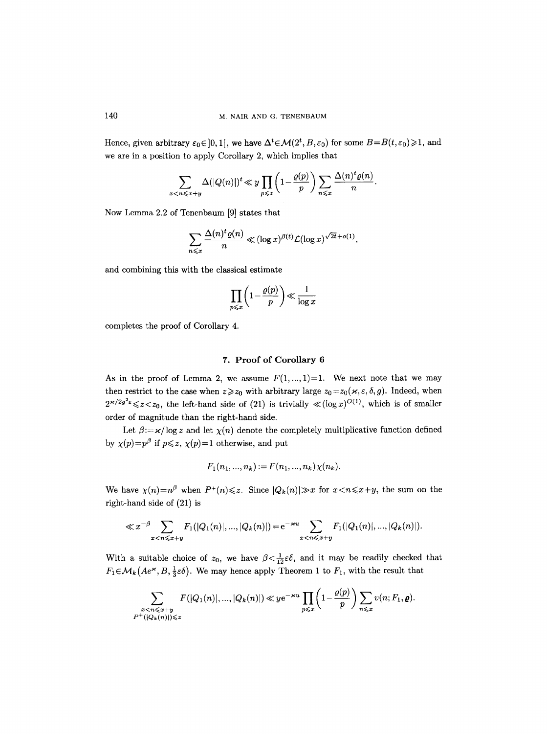Hence, given arbitrary $\varepsilon_0 \in ]0,1[$, we have $\Delta^t \in \mathcal{M}(2^t, B, \varepsilon_0)$ for some $B = B(t, \varepsilon_0) \geqslant 1$, and we are in a position to apply Corollary 2, which implies that

$$\sum_{x<n\leqslant x+y} \Delta(|Q(n)|)^t \ll y \prod_{p\leqslant x}\left(1-\frac{\varrho(p)}{p}\right) \sum_{n\leqslant x} \frac{\Delta(n)^t \varrho(n)}{n}.$$

Now Lemma 2.2 of Tenenbaum [9] states that

$$\sum_{n\leqslant x} \frac{\Delta(n)^t \varrho(n)}{n} \ll (\log x)^{\beta(t)} \mathcal{L}(\log x)^{\sqrt{2t}+o(1)},$$

and combining this with the classical estimate

$$\prod_{p\leqslant x}\left(1-\frac{\varrho(p)}{p}\right) \ll \frac{1}{\log x}$$

completes the proof of Corollary 4.

## 7. Proof of Corollary 6

As in the proof of Lemma 2, we assume $F(1,...,1)=1$. We next note that we may then restrict to the case when $z \geqslant z_0$ with arbitrary large $z_0 = z_0(\varkappa, \varepsilon, \delta, g)$. Indeed, when $2^{\varkappa/2g^2\varepsilon} \leqslant z < z_0$, the left-hand side of (21) is trivially $\ll (\log x)^{O(1)}$, which is of smaller order of magnitude than the right-hand side.

Let $\beta := \varkappa/\log z$ and let $\chi(n)$ denote the completely multiplicative function defined by $\chi(p)=p^\beta$ if $p\leqslant z$, $\chi(p)=1$ otherwise, and put

$$F_1(n_1,...,n_k) := F(n_1,...,n_k)\chi(n_k).$$

We have $\chi(n)=n^\beta$ when $P^+(n)\leqslant z$. Since $|Q_k(n)| \gg x$ for $x<n\leqslant x+y$, the sum on the right-hand side of (21) is

$$\ll x^{-\beta} \sum_{x<n\leqslant x+y} F_1(|Q_1(n)|,...,|Q_k(n)|) = \mathrm{e}^{-\varkappa u} \sum_{x<n\leqslant x+y} F_1(|Q_1(n)|,...,|Q_k(n)|).$$

With a suitable choice of $z_0$, we have $\beta < \frac{1}{12}\varepsilon\delta$, and it may be readily checked that $F_1 \in \mathcal{M}_k\left(Ae^{\varkappa}, B, \frac{1}{3}\varepsilon\delta\right)$. We may hence apply Theorem 1 to $F_1$, with the result that

$$\sum_{\substack{x<n\leqslant x+y \\ P^+(|Q_k(n)|)\leqslant z}} F(|Q_1(n)|,...,|Q_k(n)|) \ll y\mathrm{e}^{-\varkappa u} \prod_{p\leqslant x}\left(1-\frac{\varrho(p)}{p}\right) \sum_{n\leqslant x} v(n; F_1, \boldsymbol{\varrho}).$$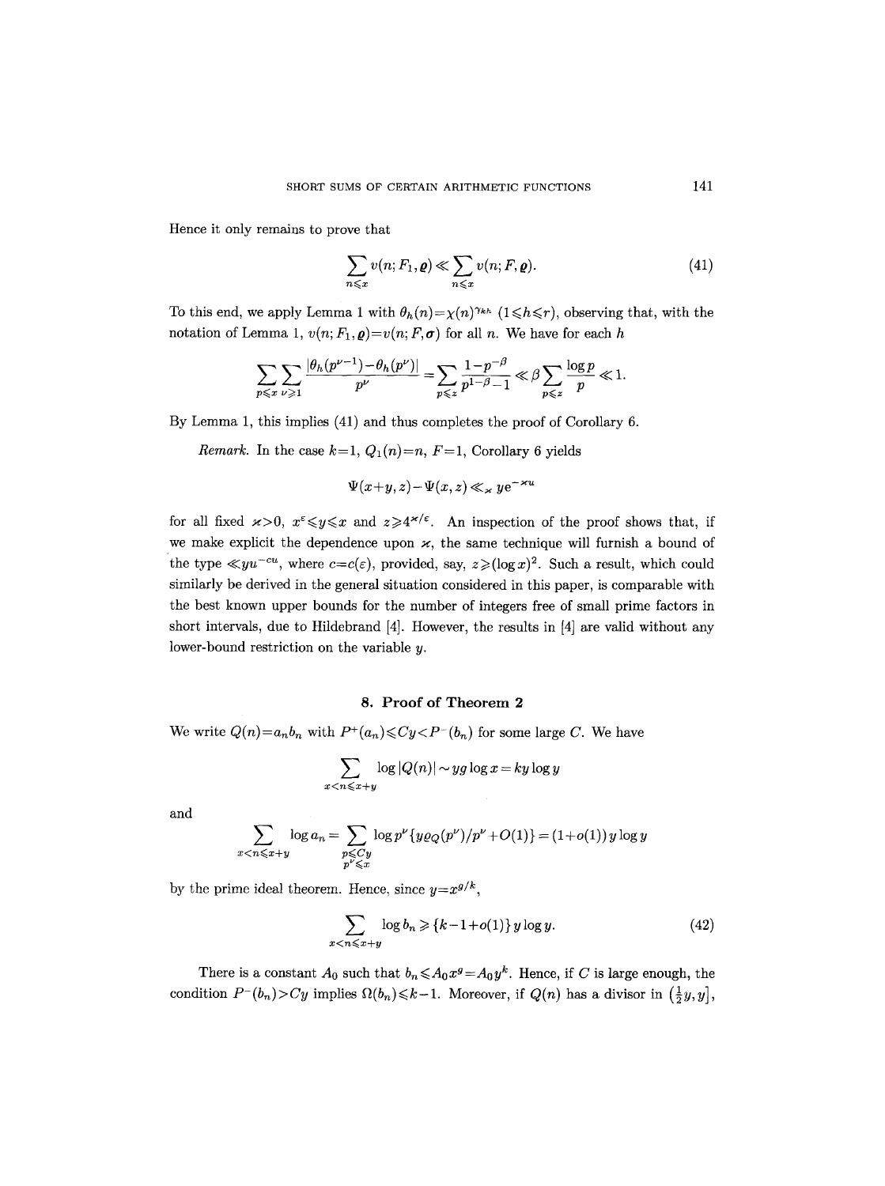Hence it only remains to prove that

$$\sum_{n\leqslant x} v(n;F_1,\boldsymbol{\varrho}) \ll \sum_{n\leqslant x} v(n;F,\boldsymbol{\varrho}). \tag{41}$$

To this end, we apply Lemma 1 with $\theta_h(n)=\chi(n)^{\gamma_{kh}}$ $(1\leqslant h\leqslant r)$, observing that, with the notation of Lemma 1, $v(n;F_1,\boldsymbol{\varrho})=v(n;F,\boldsymbol{\sigma})$ for all $n$. We have for each $h$

$$\sum_{p\leqslant x}\sum_{\nu\geqslant 1}\frac{|\theta_h(p^{\nu-1})-\theta_h(p^\nu)|}{p^\nu}=\sum_{p\leqslant z}\frac{1-p^{-\beta}}{p^{1-\beta}-1}\ll\beta\sum_{p\leqslant z}\frac{\log p}{p}\ll 1.$$

By Lemma 1, this implies (41) and thus completes the proof of Corollary 6.

*Remark.* In the case $k=1$, $Q_1(n)=n$, $F=1$, Corollary 6 yields

$$\Psi(x+y,z)-\Psi(x,z)\ll_{\varkappa} y\mathrm{e}^{-\varkappa u}$$

for all fixed $\varkappa>0$, $x^{\varepsilon}\leqslant y\leqslant x$ and $z\geqslant 4^{\varkappa/\varepsilon}$. An inspection of the proof shows that, if we make explicit the dependence upon $\varkappa$, the same technique will furnish a bound of the type $\ll yu^{-cu}$, where $c=c(\varepsilon)$, provided, say, $z\geqslant(\log x)^2$. Such a result, which could similarly be derived in the general situation considered in this paper, is comparable with the best known upper bounds for the number of integers free of small prime factors in short intervals, due to Hildebrand [4]. However, the results in [4] are valid without any lower-bound restriction on the variable $y$.

## 8. Proof of Theorem 2

We write $Q(n)=a_nb_n$ with $P^+(a_n)\leqslant Cy<P^-(b_n)$ for some large $C$. We have

$$\sum_{x<n\leqslant x+y}\log|Q(n)|\sim yg\log x=ky\log y$$

and

$$\sum_{x<n\leqslant x+y}\log a_n=\sum_{\substack{p\leqslant Cy\\ p^\nu\leqslant x}}\log p^\nu\{y\varrho_Q(p^\nu)/p^\nu+O(1)\}=(1+o(1))\,y\log y$$

by the prime ideal theorem. Hence, since $y=x^{g/k}$,

$$\sum_{x<n\leqslant x+y}\log b_n\geqslant\{k-1+o(1)\}\,y\log y. \tag{42}$$

There is a constant $A_0$ such that $b_n\leqslant A_0x^g=A_0y^k$. Hence, if $C$ is large enough, the condition $P^-(b_n)>Cy$ implies $\Omega(b_n)\leqslant k-1$. Moreover, if $Q(n)$ has a divisor in $\left(\frac{1}{2}y,y\right]$,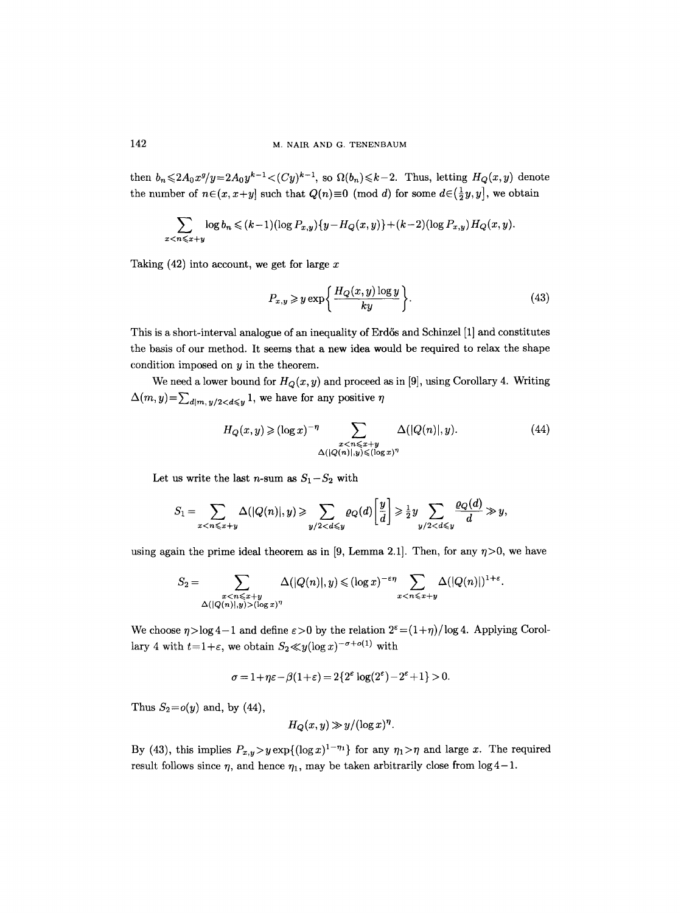then $b_n \leqslant 2A_0 x^g/y = 2A_0 y^{k-1} < (Cy)^{k-1}$, so $\Omega(b_n) \leqslant k-2$. Thus, letting $H_Q(x,y)$ denote the number of $n \in (x, x+y]$ such that $Q(n) \equiv 0 \pmod d$ for some $d \in \left(\frac{1}{2}y, y\right]$, we obtain

$$\sum_{x<n\leqslant x+y} \log b_n \leqslant (k-1)(\log P_{x,y})\{y - H_Q(x,y)\} + (k-2)(\log P_{x,y}) H_Q(x,y).$$

Taking (42) into account, we get for large $x$

$$P_{x,y} \geqslant y \exp\left\{\frac{H_Q(x,y)\log y}{ky}\right\}. \tag{43}$$

This is a short-interval analogue of an inequality of Erdős and Schinzel [1] and constitutes the basis of our method. It seems that a new idea would be required to relax the shape condition imposed on $y$ in the theorem.

We need a lower bound for $H_Q(x,y)$ and proceed as in [9], using Corollary 4. Writing $\Delta(m,y) = \sum_{d|m,\, y/2<d\leqslant y} 1$, we have for any positive $\eta$

$$H_Q(x,y) \geqslant (\log x)^{-\eta} \sum_{\substack{x<n\leqslant x+y \\ \Delta(|Q(n)|,y)\leqslant(\log x)^{\eta}}} \Delta(|Q(n)|, y). \tag{44}$$

Let us write the last $n$-sum as $S_1 - S_2$ with

$$S_1 = \sum_{x<n\leqslant x+y} \Delta(|Q(n)|, y) \geqslant \sum_{y/2<d\leqslant y} \varrho_Q(d)\left[\frac{y}{d}\right] \geqslant \tfrac{1}{2}y \sum_{y/2<d\leqslant y} \frac{\varrho_Q(d)}{d} \gg y,$$

using again the prime ideal theorem as in [9, Lemma 2.1]. Then, for any $\eta > 0$, we have

$$S_2 = \sum_{\substack{x<n\leqslant x+y \\ \Delta(|Q(n)|,y)>(\log x)^{\eta}}} \Delta(|Q(n)|, y) \leqslant (\log x)^{-\varepsilon\eta} \sum_{x<n\leqslant x+y} \Delta(|Q(n)|)^{1+\varepsilon}.$$

We choose $\eta > \log 4 - 1$ and define $\varepsilon > 0$ by the relation $2^{\varepsilon} = (1+\eta)/\log 4$. Applying Corollary 4 with $t = 1+\varepsilon$, we obtain $S_2 \ll y(\log x)^{-\sigma+o(1)}$ with

$$\sigma = 1 + \eta\varepsilon - \beta(1+\varepsilon) = 2\{2^{\varepsilon}\log(2^{\varepsilon}) - 2^{\varepsilon} + 1\} > 0.$$

Thus $S_2 = o(y)$ and, by (44),

$$H_Q(x,y) \gg y/(\log x)^{\eta}.$$

By (43), this implies $P_{x,y} > y\exp\{(\log x)^{1-\eta_1}\}$ for any $\eta_1 > \eta$ and large $x$. The required result follows since $\eta$, and hence $\eta_1$, may be taken arbitrarily close from $\log 4 - 1$.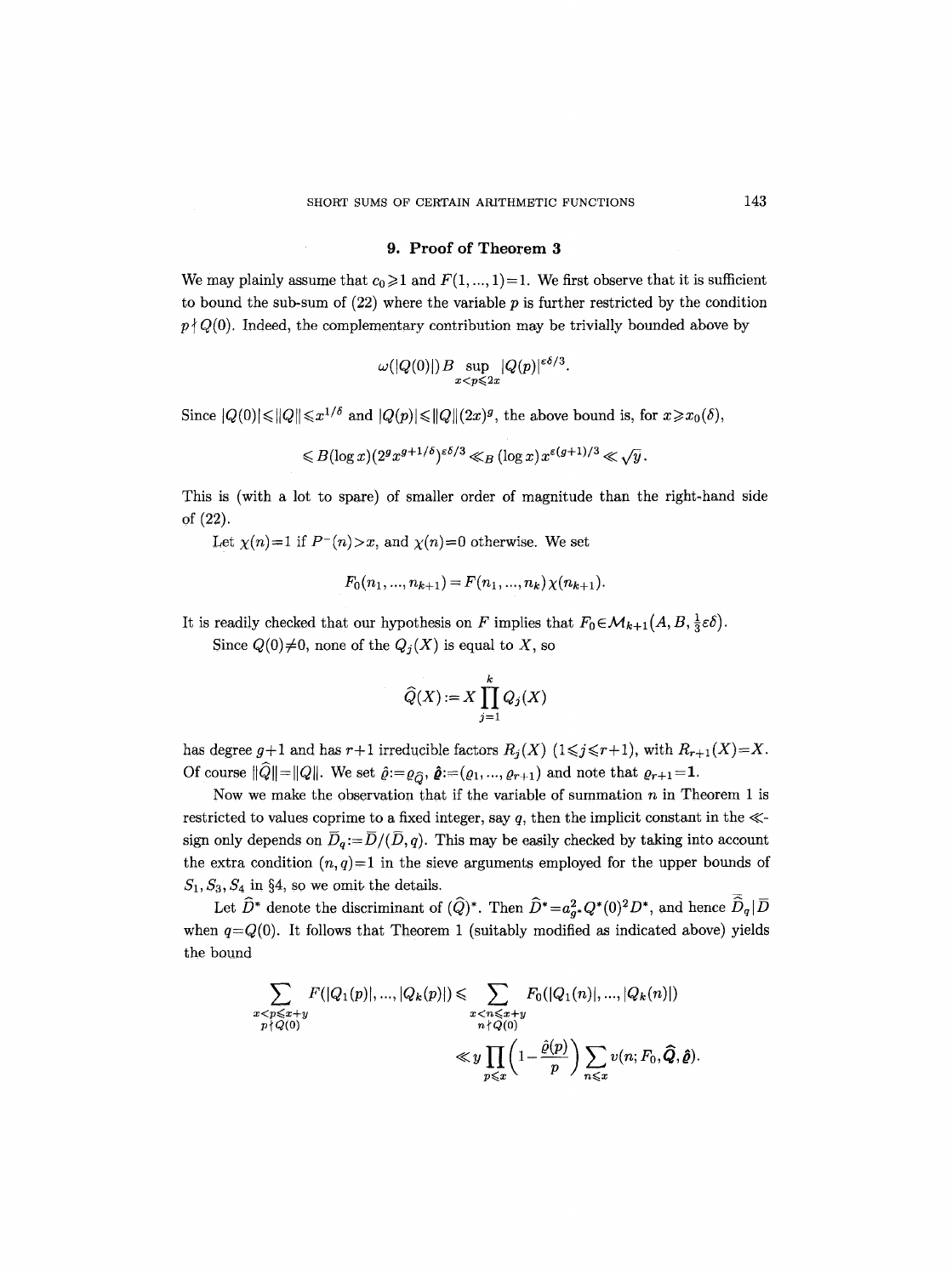## 9. Proof of Theorem 3

We may plainly assume that $c_0 \geqslant 1$ and $F(1,...,1)=1$. We first observe that it is sufficient to bound the sub-sum of (22) where the variable $p$ is further restricted by the condition $p \nmid Q(0)$. Indeed, the complementary contribution may be trivially bounded above by

$$\omega(|Q(0)|)\, B \sup_{x<p\leqslant 2x} |Q(p)|^{\varepsilon\delta/3}.$$

Since $|Q(0)| \leqslant \|Q\| \leqslant x^{1/\delta}$ and $|Q(p)| \leqslant \|Q\|(2x)^g$, the above bound is, for $x \geqslant x_0(\delta)$,

$$\leqslant B(\log x)(2^g x^{g+1/\delta})^{\varepsilon\delta/3} \ll_B (\log x)\, x^{\varepsilon(g+1)/3} \ll \sqrt{y}.$$

This is (with a lot to spare) of smaller order of magnitude than the right-hand side of (22).

Let $\chi(n)=1$ if $P^-(n)>x$, and $\chi(n)=0$ otherwise. We set

$$F_0(n_1,...,n_{k+1}) = F(n_1,...,n_k)\,\chi(n_{k+1}).$$

It is readily checked that our hypothesis on $F$ implies that $F_0 \in \mathcal{M}_{k+1}\big(A, B, \tfrac{1}{3}\varepsilon\delta\big)$.

Since $Q(0)\neq 0$, none of the $Q_j(X)$ is equal to $X$, so

$$\widehat{Q}(X) := X \prod_{j=1}^{k} Q_j(X)$$

has degree $g+1$ and has $r+1$ irreducible factors $R_j(X)$ $(1\leqslant j\leqslant r+1)$, with $R_{r+1}(X)=X$. Of course $\|\widehat{Q}\|=\|Q\|$. We set $\hat{\varrho} := \varrho_{\widehat{Q}}$, $\hat{\boldsymbol{\varrho}} := (\varrho_1, ..., \varrho_{r+1})$ and note that $\varrho_{r+1}=\mathbf{1}$.

Now we make the observation that if the variable of summation $n$ in Theorem 1 is restricted to values coprime to a fixed integer, say $q$, then the implicit constant in the $\ll$-sign only depends on $\overline{D}_q := \overline{D}/(\overline{D}, q)$. This may be easily checked by taking into account the extra condition $(n,q)=1$ in the sieve arguments employed for the upper bounds of $S_1, S_3, S_4$ in §4, so we omit the details.

Let $\widehat{D}^*$ denote the discriminant of $(\widehat{Q})^*$. Then $\widehat{D}^* = a_{g^*}^2 Q^*(0)^2 D^*$, and hence $\overline{\widehat{D}}_q \mid \overline{D}$ when $q=Q(0)$. It follows that Theorem 1 (suitably modified as indicated above) yields the bound

$$\begin{aligned}
\sum_{\substack{x<p\leqslant x+y\\ p\nmid Q(0)}} F(|Q_1(p)|,...,|Q_k(p)|) &\leqslant \sum_{\substack{x<n\leqslant x+y\\ n\nmid Q(0)}} F_0(|Q_1(n)|,...,|Q_k(n)|)\\
&\ll y \prod_{p\leqslant x}\left(1-\frac{\hat{\varrho}(p)}{p}\right) \sum_{n\leqslant x} v(n; F_0, \widehat{\boldsymbol{Q}}, \hat{\boldsymbol{\varrho}}).
\end{aligned}$$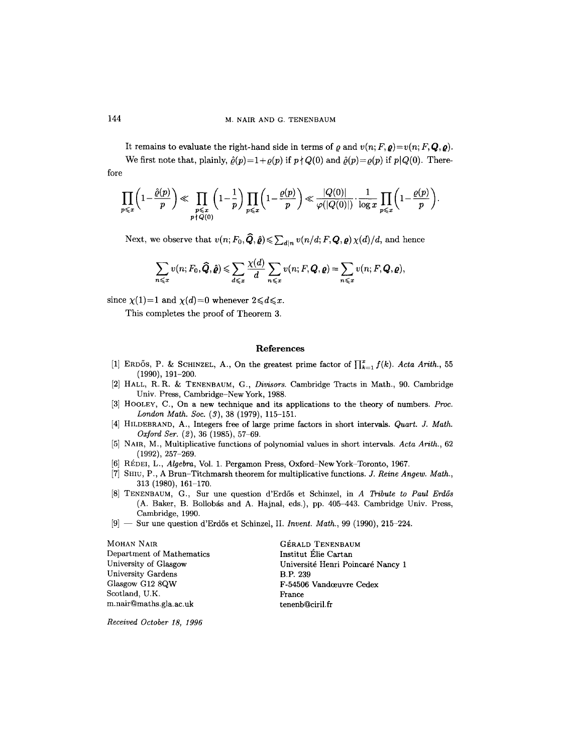It remains to evaluate the right-hand side in terms of $\varrho$ and $v(n;F,\boldsymbol{\varrho})=v(n;F,\boldsymbol{Q},\boldsymbol{\varrho})$.

We first note that, plainly, $\hat{\varrho}(p)=1+\varrho(p)$ if $p\nmid Q(0)$ and $\hat{\varrho}(p)=\varrho(p)$ if $p|Q(0)$. Therefore

$$\prod_{p\leqslant x}\left(1-\frac{\hat{\varrho}(p)}{p}\right)\ll\prod_{\substack{p\leqslant x\\ p\nmid Q(0)}}\left(1-\frac{1}{p}\right)\prod_{p\leqslant x}\left(1-\frac{\varrho(p)}{p}\right)\ll\frac{|Q(0)|}{\varphi(|Q(0)|)}\cdot\frac{1}{\log x}\prod_{p\leqslant x}\left(1-\frac{\varrho(p)}{p}\right).$$

Next, we observe that $v(n;F_0,\widehat{\boldsymbol{Q}},\hat{\boldsymbol{\varrho}})\leqslant\sum_{d|n}v(n/d;F,\boldsymbol{Q},\boldsymbol{\varrho})\chi(d)/d$, and hence

$$\sum_{n\leqslant x}v(n;F_0,\widehat{\boldsymbol{Q}},\hat{\boldsymbol{\varrho}})\leqslant\sum_{d\leqslant x}\frac{\chi(d)}{d}\sum_{n\leqslant x}v(n;F,\boldsymbol{Q},\boldsymbol{\varrho})=\sum_{n\leqslant x}v(n;F,\boldsymbol{Q},\boldsymbol{\varrho}),$$

since $\chi(1)=1$ and $\chi(d)=0$ whenever $2\leqslant d\leqslant x$.

This completes the proof of Theorem 3.

## References

[1] Erdős, P. & Schinzel, A., On the greatest prime factor of $\prod_{k=1}^{x}f(k)$. *Acta Arith.*, 55 (1990), 191–200.

[2] Hall, R. R. & Tenenbaum, G., *Divisors*. Cambridge Tracts in Math., 90. Cambridge Univ. Press, Cambridge–New York, 1988.

[3] Hooley, C., On a new technique and its applications to the theory of numbers. *Proc. London Math. Soc.* (3), 38 (1979), 115–151.

[4] Hildebrand, A., Integers free of large prime factors in short intervals. *Quart. J. Math. Oxford Ser.* (2), 36 (1985), 57–69.

[5] Nair, M., Multiplicative functions of polynomial values in short intervals. *Acta Arith.*, 62 (1992), 257–269.

[6] Rédei, L., *Algebra*, Vol. 1. Pergamon Press, Oxford–New York–Toronto, 1967.

[7] Shiu, P., A Brun–Titchmarsh theorem for multiplicative functions. *J. Reine Angew. Math.*, 313 (1980), 161–170.

[8] Tenenbaum, G., Sur une question d'Erdős et Schinzel, in *A Tribute to Paul Erdős* (A. Baker, B. Bollobás and A. Hajnal, eds.), pp. 405–443. Cambridge Univ. Press, Cambridge, 1990.

[9] — Sur une question d'Erdős et Schinzel, II. *Invent. Math.*, 99 (1990), 215–224.

Mohan Nair
Department of Mathematics
University of Glasgow
University Gardens
Glasgow G12 8QW
Scotland, U.K.
m.nair@maths.gla.ac.uk

Gérald Tenenbaum
Institut Élie Cartan
Université Henri Poincaré Nancy 1
B.P. 239
F-54506 Vandœuvre Cedex
France
tenenb@ciril.fr

*Received October 18, 1996*